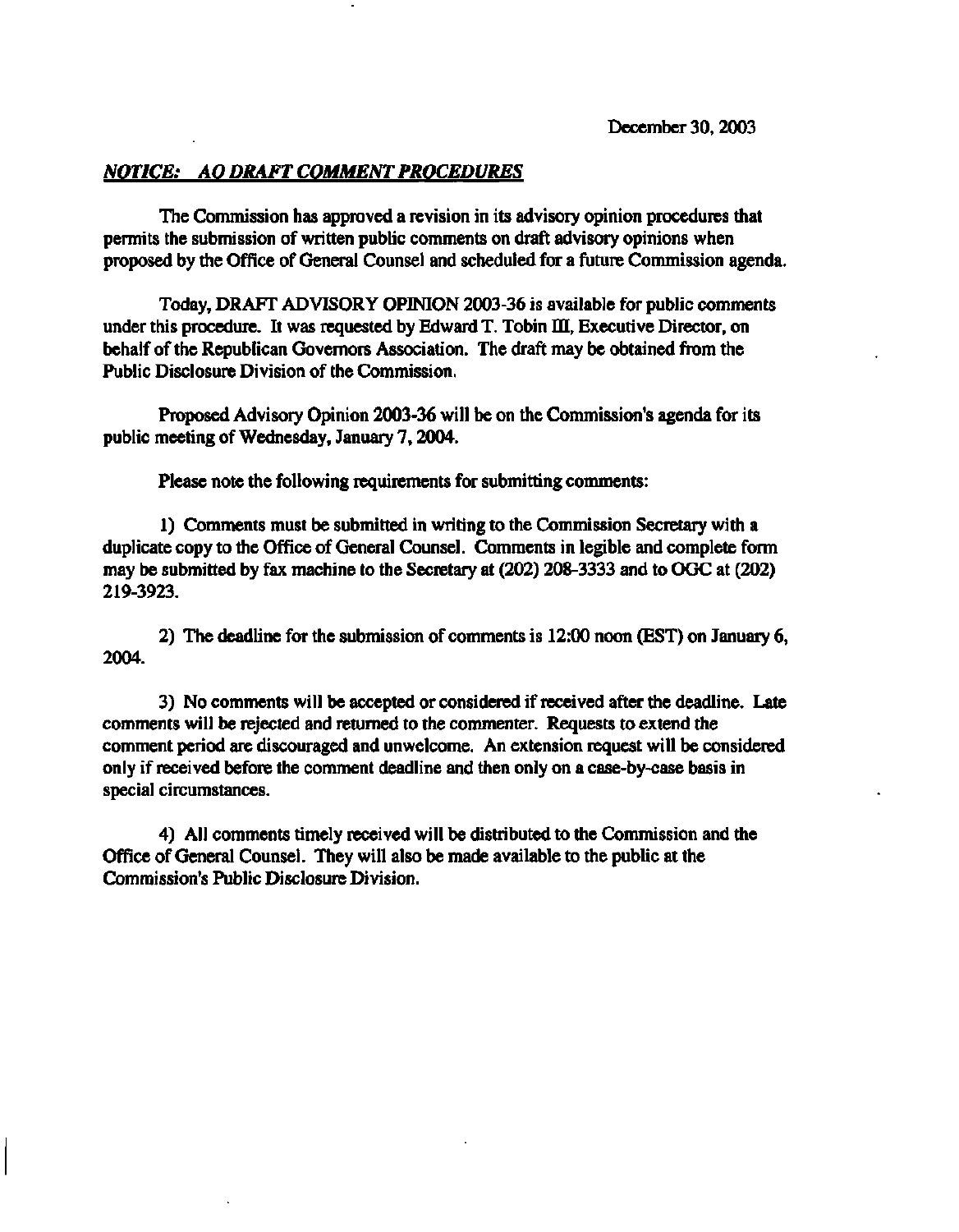December 30, 2003

***NOTICE: AO DRAFT COMMENT PROCEDURES***

The Commission has approved a revision in its advisory opinion procedures that permits the submission of written public comments on draft advisory opinions when proposed by the Office of General Counsel and scheduled for a future Commission agenda.

Today, DRAFT ADVISORY OPINION 2003-36 is available for public comments under this procedure. It was requested by Edward T. Tobin III, Executive Director, on behalf of the Republican Governors Association. The draft may be obtained from the Public Disclosure Division of the Commission.

Proposed Advisory Opinion 2003-36 will be on the Commission's agenda for its public meeting of Wednesday, January 7, 2004.

Please note the following requirements for submitting comments:

1) Comments must be submitted in writing to the Commission Secretary with a duplicate copy to the Office of General Counsel. Comments in legible and complete form may be submitted by fax machine to the Secretary at (202) 208-3333 and to OGC at (202) 219-3923.

2) The deadline for the submission of comments is 12:00 noon (EST) on January 6, 2004.

3) No comments will be accepted or considered if received after the deadline. Late comments will be rejected and returned to the commenter. Requests to extend the comment period are discouraged and unwelcome. An extension request will be considered only if received before the comment deadline and then only on a case-by-case basis in special circumstances.

4) All comments timely received will be distributed to the Commission and the Office of General Counsel. They will also be made available to the public at the Commission's Public Disclosure Division.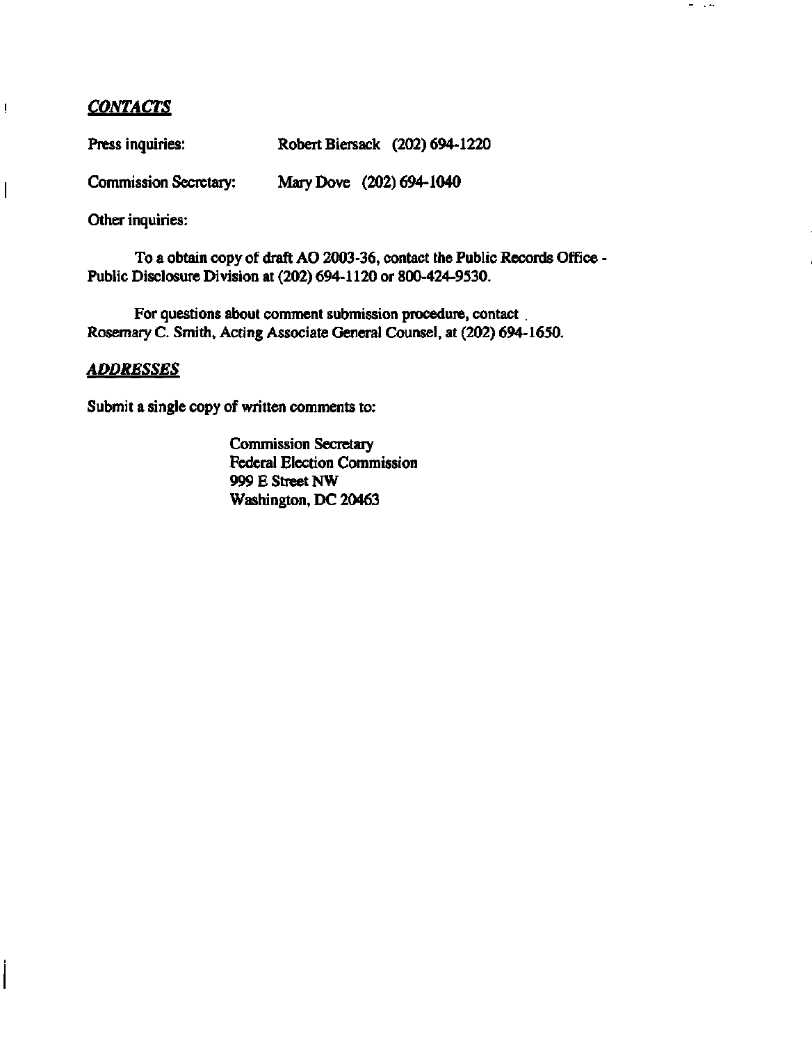## *CONTACTS*

Press inquiries: Robert Biersack (202) 694-1220

Commission Secretary: Mary Dove (202) 694-1040

Other inquiries:

To a obtain copy of draft AO 2003-36, contact the Public Records Office - Public Disclosure Division at (202) 694-1120 or 800-424-9530.

For questions about comment submission procedure, contact Rosemary C. Smith, Acting Associate General Counsel, at (202) 694-1650.

## *ADDRESSES*

Submit a single copy of written comments to:

Commission Secretary
Federal Election Commission
999 E Street NW
Washington, DC 20463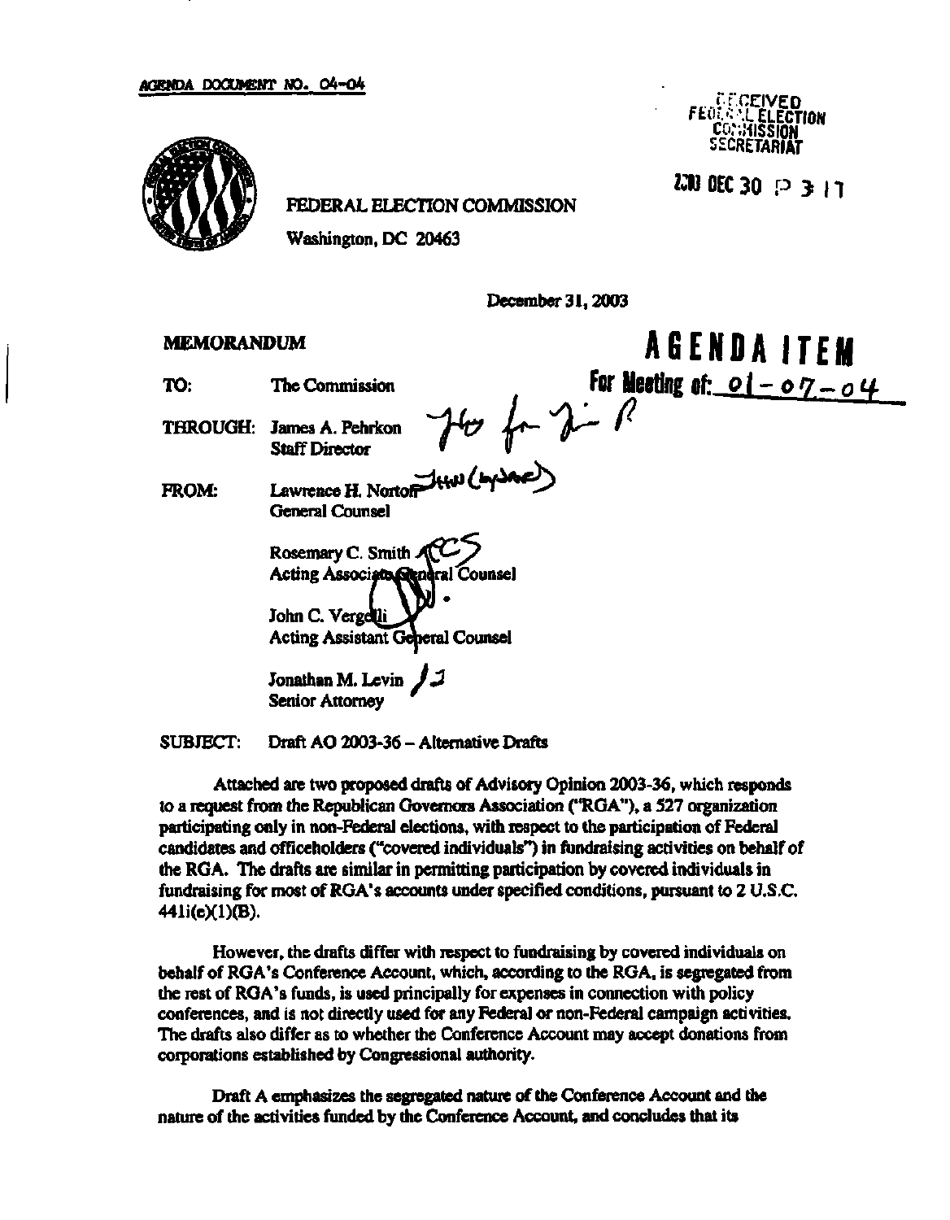AGENDA DOCUMENT NO. 04-04

RECEIVED
FEDERAL ELECTION
COMMISSION
SECRETARIAT

2003 DEC 30 P 3:17

FEDERAL ELECTION COMMISSION

Washington, DC 20463

December 31, 2003

**MEMORANDUM**

**AGENDA ITEM**
**For Meeting of: 01-07-04**

TO: The Commission

THROUGH: James A. Pehrkon
Staff Director

FROM: Lawrence H. Norton
General Counsel

Rosemary C. Smith
Acting Associate General Counsel

John C. Vergelli
Acting Assistant General Counsel

Jonathan M. Levin
Senior Attorney

SUBJECT: Draft AO 2003-36 – Alternative Drafts

Attached are two proposed drafts of Advisory Opinion 2003-36, which responds to a request from the Republican Governors Association ("RGA"), a 527 organization participating only in non-Federal elections, with respect to the participation of Federal candidates and officeholders ("covered individuals") in fundraising activities on behalf of the RGA. The drafts are similar in permitting participation by covered individuals in fundraising for most of RGA's accounts under specified conditions, pursuant to 2 U.S.C. 441i(e)(1)(B).

However, the drafts differ with respect to fundraising by covered individuals on behalf of RGA's Conference Account, which, according to the RGA, is segregated from the rest of RGA's funds, is used principally for expenses in connection with policy conferences, and is not directly used for any Federal or non-Federal campaign activities. The drafts also differ as to whether the Conference Account may accept donations from corporations established by Congressional authority.

Draft A emphasizes the segregated nature of the Conference Account and the nature of the activities funded by the Conference Account, and concludes that its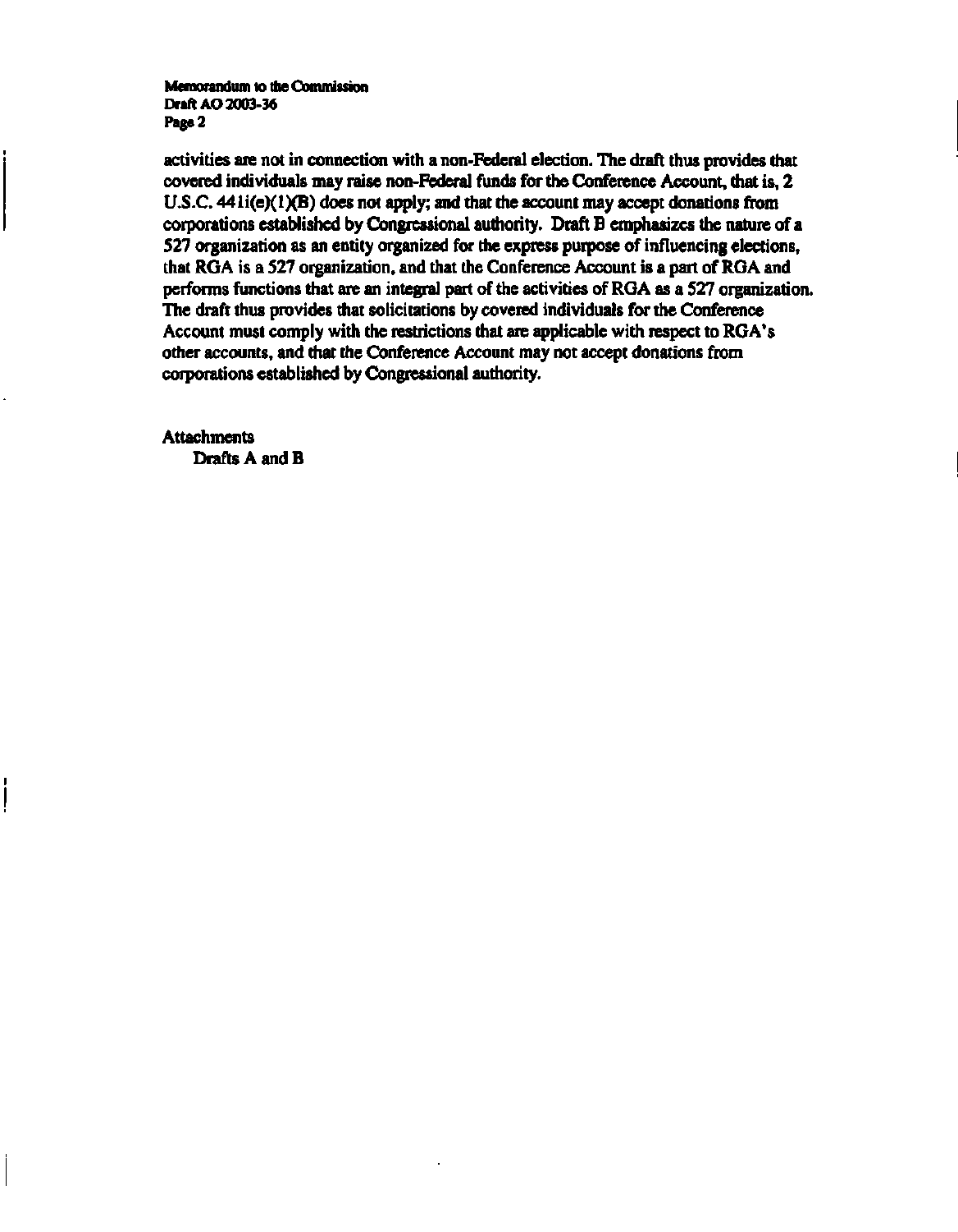activities are not in connection with a non-Federal election. The draft thus provides that covered individuals may raise non-Federal funds for the Conference Account, that is, 2 U.S.C. 441i(e)(1)(B) does not apply; and that the account may accept donations from corporations established by Congressional authority. Draft B emphasizes the nature of a 527 organization as an entity organized for the express purpose of influencing elections, that RGA is a 527 organization, and that the Conference Account is a part of RGA and performs functions that are an integral part of the activities of RGA as a 527 organization. The draft thus provides that solicitations by covered individuals for the Conference Account must comply with the restrictions that are applicable with respect to RGA's other accounts, and that the Conference Account may not accept donations from corporations established by Congressional authority.

Attachments
Drafts A and B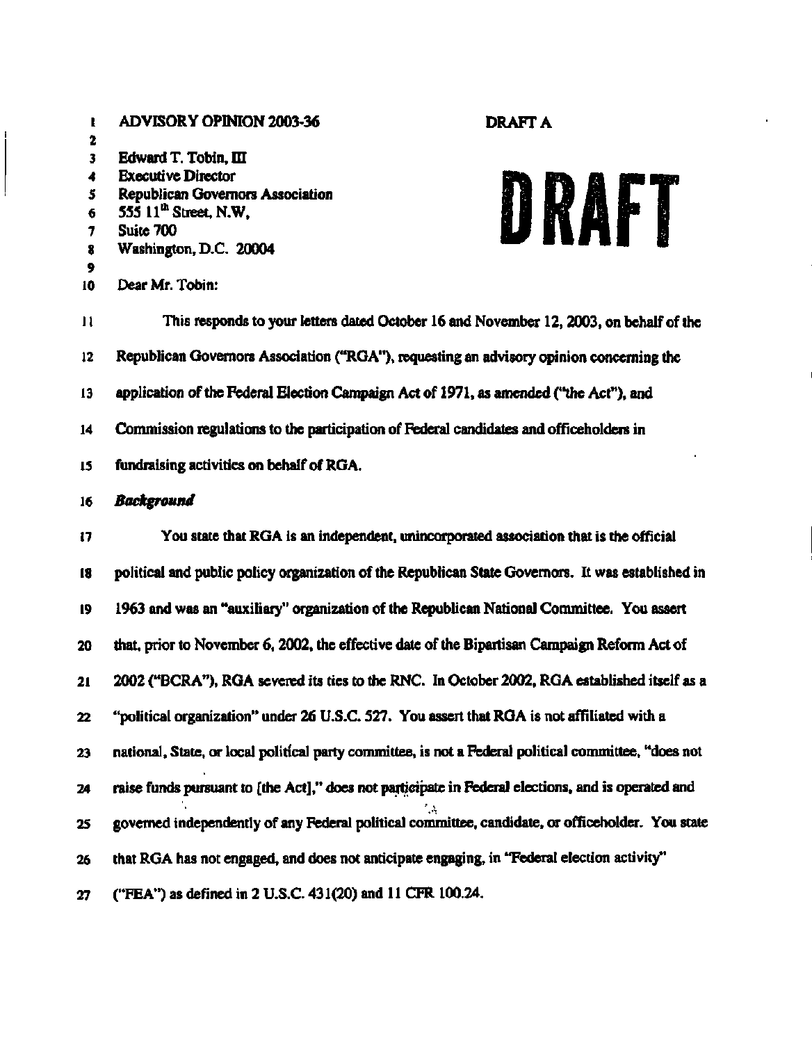ADVISORY OPINION 2003-36

DRAFT A

DRAFT

Edward T. Tobin, III
Executive Director
Republican Governors Association
555 11th Street, N.W,
Suite 700
Washington, D.C. 20004

Dear Mr. Tobin:

This responds to your letters dated October 16 and November 12, 2003, on behalf of the Republican Governors Association ("RGA"), requesting an advisory opinion concerning the application of the Federal Election Campaign Act of 1971, as amended ("the Act"), and Commission regulations to the participation of Federal candidates and officeholders in fundraising activities on behalf of RGA.

***Background***

You state that RGA is an independent, unincorporated association that is the official political and public policy organization of the Republican State Governors. It was established in 1963 and was an "auxiliary" organization of the Republican National Committee. You assert that, prior to November 6, 2002, the effective date of the Bipartisan Campaign Reform Act of 2002 ("BCRA"), RGA severed its ties to the RNC. In October 2002, RGA established itself as a "political organization" under 26 U.S.C. 527. You assert that RGA is not affiliated with a national, State, or local political party committee, is not a Federal political committee, "does not raise funds pursuant to [the Act]," does not participate in Federal elections, and is operated and governed independently of any Federal political committee, candidate, or officeholder. You state that RGA has not engaged, and does not anticipate engaging, in "Federal election activity" ("FEA") as defined in 2 U.S.C. 431(20) and 11 CFR 100.24.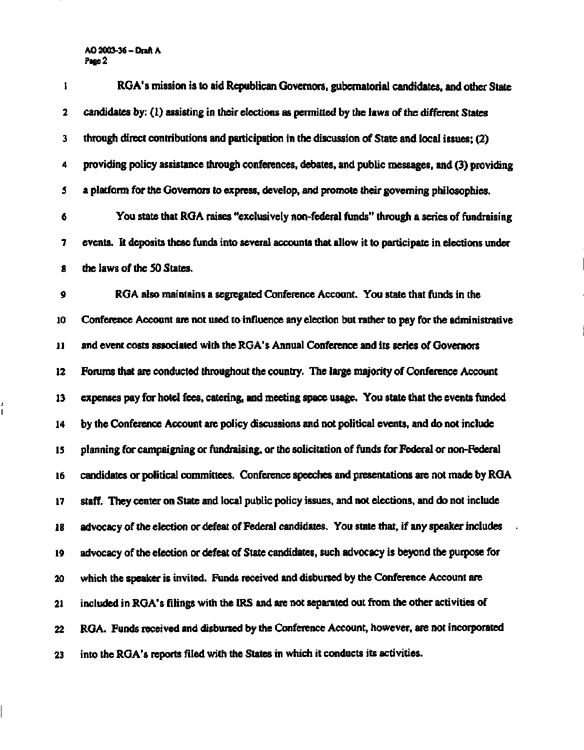RGA's mission is to aid Republican Governors, gubernatorial candidates, and other State candidates by: (1) assisting in their elections as permitted by the laws of the different States through direct contributions and participation in the discussion of State and local issues; (2) providing policy assistance through conferences, debates, and public messages, and (3) providing a platform for the Governors to express, develop, and promote their governing philosophies.

You state that RGA raises "exclusively non-federal funds" through a series of fundraising events. It deposits these funds into several accounts that allow it to participate in elections under the laws of the 50 States.

RGA also maintains a segregated Conference Account. You state that funds in the Conference Account are not used to influence any election but rather to pay for the administrative and event costs associated with the RGA's Annual Conference and its series of Governors Forums that are conducted throughout the country. The large majority of Conference Account expenses pay for hotel fees, catering, and meeting space usage. You state that the events funded by the Conference Account are policy discussions and not political events, and do not include planning for campaigning or fundraising, or the solicitation of funds for Federal or non-Federal candidates or political committees. Conference speeches and presentations are not made by RGA staff. They center on State and local public policy issues, and not elections, and do not include advocacy of the election or defeat of Federal candidates. You state that, if any speaker includes advocacy of the election or defeat of State candidates, such advocacy is beyond the purpose for which the speaker is invited. Funds received and disbursed by the Conference Account are included in RGA's filings with the IRS and are not separated out from the other activities of RGA. Funds received and disbursed by the Conference Account, however, are not incorporated into the RGA's reports filed with the States in which it conducts its activities.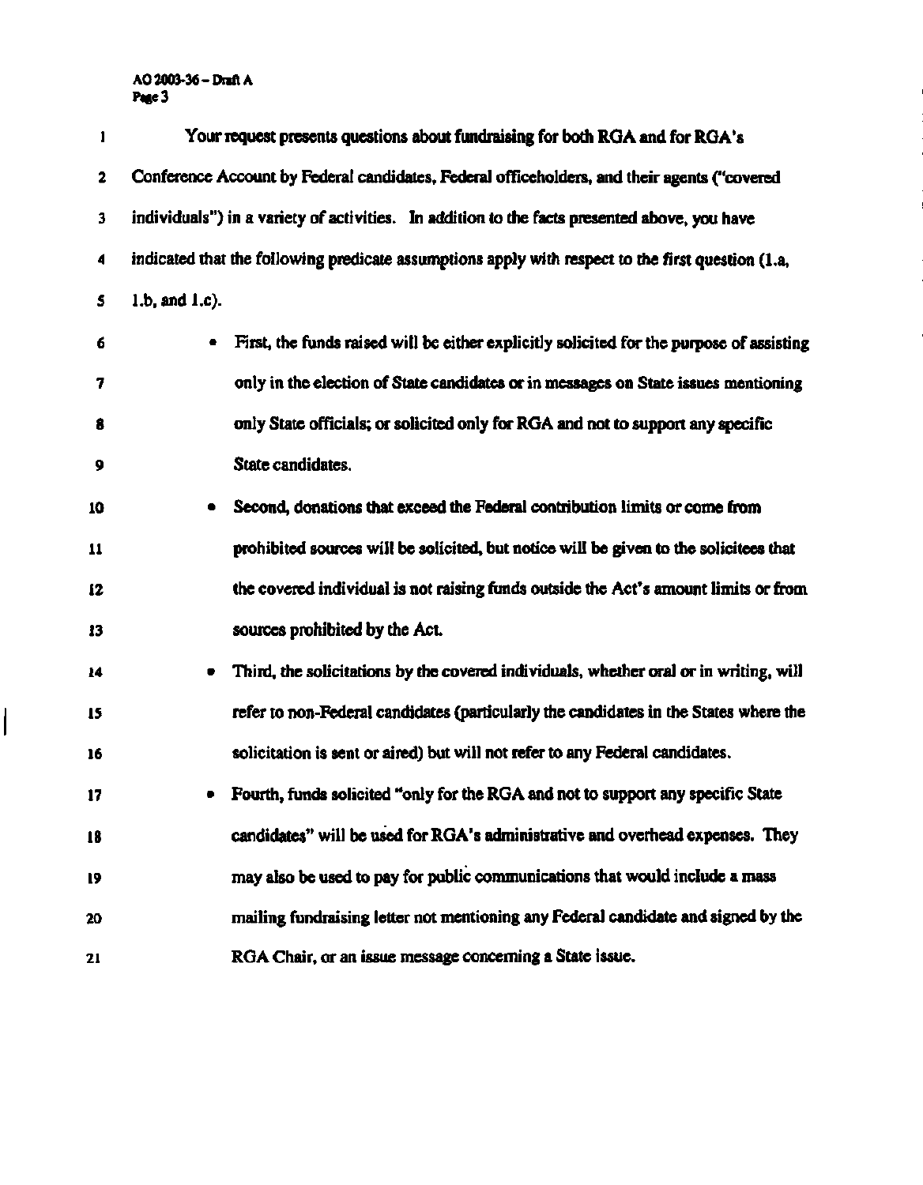Your request presents questions about fundraising for both RGA and for RGA's Conference Account by Federal candidates, Federal officeholders, and their agents ("covered individuals") in a variety of activities. In addition to the facts presented above, you have indicated that the following predicate assumptions apply with respect to the first question (1.a, 1.b, and 1.c).

- First, the funds raised will be either explicitly solicited for the purpose of assisting only in the election of State candidates or in messages on State issues mentioning only State officials; or solicited only for RGA and not to support any specific State candidates.
- Second, donations that exceed the Federal contribution limits or come from prohibited sources will be solicited, but notice will be given to the solicitees that the covered individual is not raising funds outside the Act's amount limits or from sources prohibited by the Act.
- Third, the solicitations by the covered individuals, whether oral or in writing, will refer to non-Federal candidates (particularly the candidates in the States where the solicitation is sent or aired) but will not refer to any Federal candidates.
- Fourth, funds solicited "only for the RGA and not to support any specific State candidates" will be used for RGA's administrative and overhead expenses. They may also be used to pay for public communications that would include a mass mailing fundraising letter not mentioning any Federal candidate and signed by the RGA Chair, or an issue message concerning a State issue.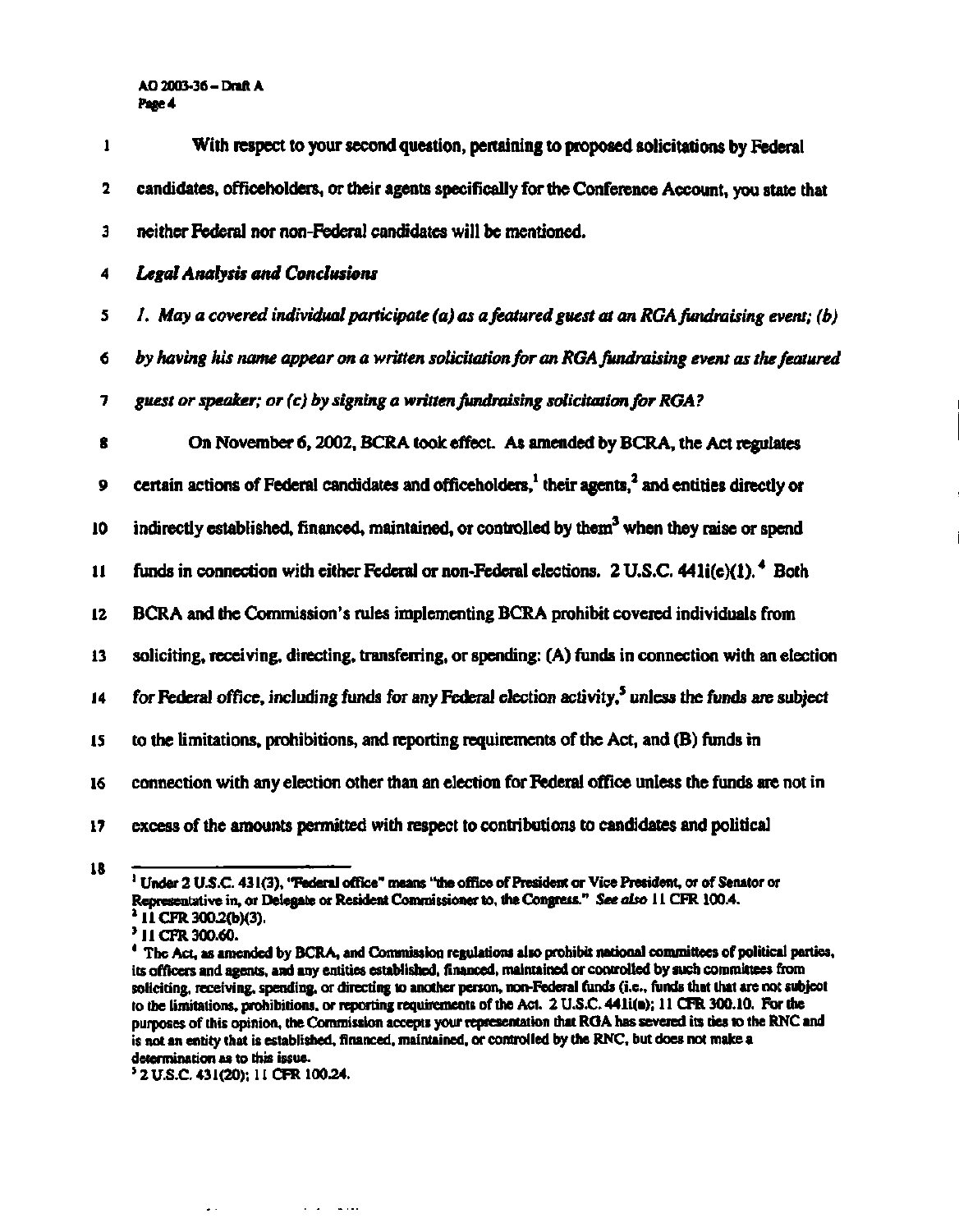With respect to your second question, pertaining to proposed solicitations by Federal candidates, officeholders, or their agents specifically for the Conference Account, you state that neither Federal nor non-Federal candidates will be mentioned.

***Legal Analysis and Conclusions***

*1. May a covered individual participate (a) as a featured guest at an RGA fundraising event; (b) by having his name appear on a written solicitation for an RGA fundraising event as the featured guest or speaker; or (c) by signing a written fundraising solicitation for RGA?*

On November 6, 2002, BCRA took effect. As amended by BCRA, the Act regulates certain actions of Federal candidates and officeholders,[1] their agents,[2] and entities directly or indirectly established, financed, maintained, or controlled by them[3] when they raise or spend funds in connection with either Federal or non-Federal elections. 2 U.S.C. 441i(e)(1).[4] Both BCRA and the Commission's rules implementing BCRA prohibit covered individuals from soliciting, receiving, directing, transferring, or spending: (A) funds in connection with an election for Federal office, including funds for any Federal election activity,[5] unless the funds are subject to the limitations, prohibitions, and reporting requirements of the Act, and (B) funds in connection with any election other than an election for Federal office unless the funds are not in excess of the amounts permitted with respect to contributions to candidates and political

---

[1] Under 2 U.S.C. 431(3), "Federal office" means "the office of President or Vice President, or of Senator or Representative in, or Delegate or Resident Commissioner to, the Congress." *See also* 11 CFR 100.4.

[2] 11 CFR 300.2(b)(3).

[3] 11 CFR 300.60.

[4] The Act, as amended by BCRA, and Commission regulations also prohibit national committees of political parties, its officers and agents, and any entities established, financed, maintained or controlled by such committees from soliciting, receiving, spending, or directing to another person, non-Federal funds (i.e., funds that that are not subject to the limitations, prohibitions, or reporting requirements of the Act. 2 U.S.C. 441i(a); 11 CFR 300.10. For the purposes of this opinion, the Commission accepts your representation that RGA has severed its ties to the RNC and is not an entity that is established, financed, maintained, or controlled by the RNC, but does not make a determination as to this issue.

[5] 2 U.S.C. 431(20); 11 CFR 100.24.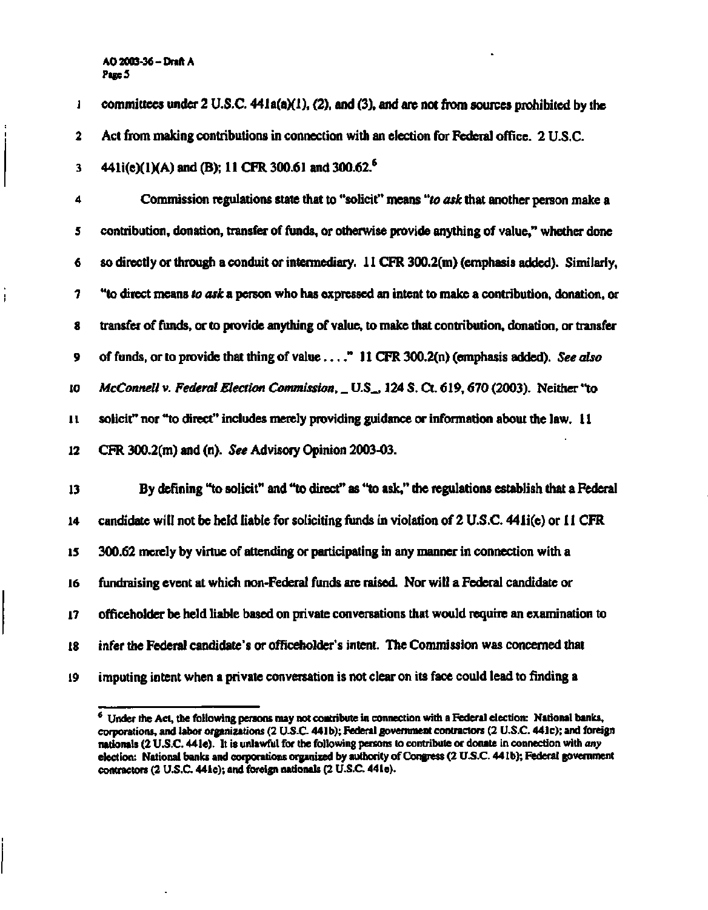committees under 2 U.S.C. 441a(a)(1), (2), and (3), and are not from sources prohibited by the Act from making contributions in connection with an election for Federal office. 2 U.S.C. 441i(e)(1)(A) and (B); 11 CFR 300.61 and 300.62.[6]

Commission regulations state that to "solicit" means "*to ask* that another person make a contribution, donation, transfer of funds, or otherwise provide anything of value," whether done so directly or through a conduit or intermediary. 11 CFR 300.2(m) (emphasis added). Similarly, "to direct means *to ask* a person who has expressed an intent to make a contribution, donation, or transfer of funds, or to provide anything of value, to make that contribution, donation, or transfer of funds, or to provide that thing of value . . . ." 11 CFR 300.2(n) (emphasis added). *See also McConnell v. Federal Election Commission*, _ U.S_, 124 S. Ct. 619, 670 (2003). Neither "to solicit" nor "to direct" includes merely providing guidance or information about the law. 11 CFR 300.2(m) and (n). *See* Advisory Opinion 2003-03.

By defining "to solicit" and "to direct" as "to ask," the regulations establish that a Federal candidate will not be held liable for soliciting funds in violation of 2 U.S.C. 441i(e) or 11 CFR 300.62 merely by virtue of attending or participating in any manner in connection with a fundraising event at which non-Federal funds are raised. Nor will a Federal candidate or officeholder be held liable based on private conversations that would require an examination to infer the Federal candidate's or officeholder's intent. The Commission was concerned that imputing intent when a private conversation is not clear on its face could lead to finding a

---

[6] Under the Act, the following persons may not contribute in connection with a Federal election: National banks, corporations, and labor organizations (2 U.S.C. 441b); Federal government contractors (2 U.S.C. 441c); and foreign nationals (2 U.S.C. 441e). It is unlawful for the following persons to contribute or donate in connection with *any* election: National banks and corporations organized by authority of Congress (2 U.S.C. 441b); Federal government contractors (2 U.S.C. 441c); and foreign nationals (2 U.S.C. 441e).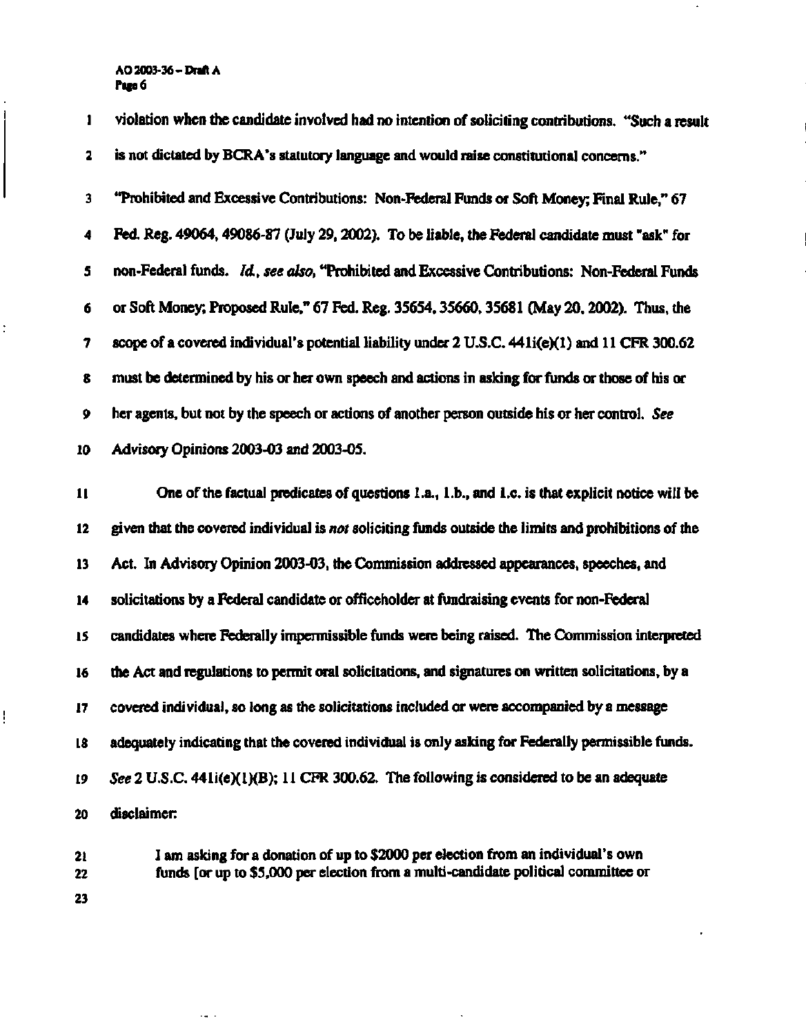violation when the candidate involved had no intention of soliciting contributions. "Such a result is not dictated by BCRA's statutory language and would raise constitutional concerns." "Prohibited and Excessive Contributions: Non-Federal Funds or Soft Money; Final Rule," 67 Fed. Reg. 49064, 49086-87 (July 29, 2002). To be liable, the Federal candidate must "ask" for non-Federal funds. *Id., see also,* "Prohibited and Excessive Contributions: Non-Federal Funds or Soft Money; Proposed Rule," 67 Fed. Reg. 35654, 35660, 35681 (May 20, 2002). Thus, the scope of a covered individual's potential liability under 2 U.S.C. 441i(e)(1) and 11 CFR 300.62 must be determined by his or her own speech and actions in asking for funds or those of his or her agents, but not by the speech or actions of another person outside his or her control. *See* Advisory Opinions 2003-03 and 2003-05.

One of the factual predicates of questions 1.a., 1.b., and 1.c. is that explicit notice will be given that the covered individual is *not* soliciting funds outside the limits and prohibitions of the Act. In Advisory Opinion 2003-03, the Commission addressed appearances, speeches, and solicitations by a Federal candidate or officeholder at fundraising events for non-Federal candidates where Federally impermissible funds were being raised. The Commission interpreted the Act and regulations to permit oral solicitations, and signatures on written solicitations, by a covered individual, so long as the solicitations included or were accompanied by a message adequately indicating that the covered individual is only asking for Federally permissible funds. *See* 2 U.S.C. 441i(e)(1)(B); 11 CFR 300.62. The following is considered to be an adequate disclaimer:

> I am asking for a donation of up to $2000 per election from an individual's own funds [or up to $5,000 per election from a multi-candidate political committee or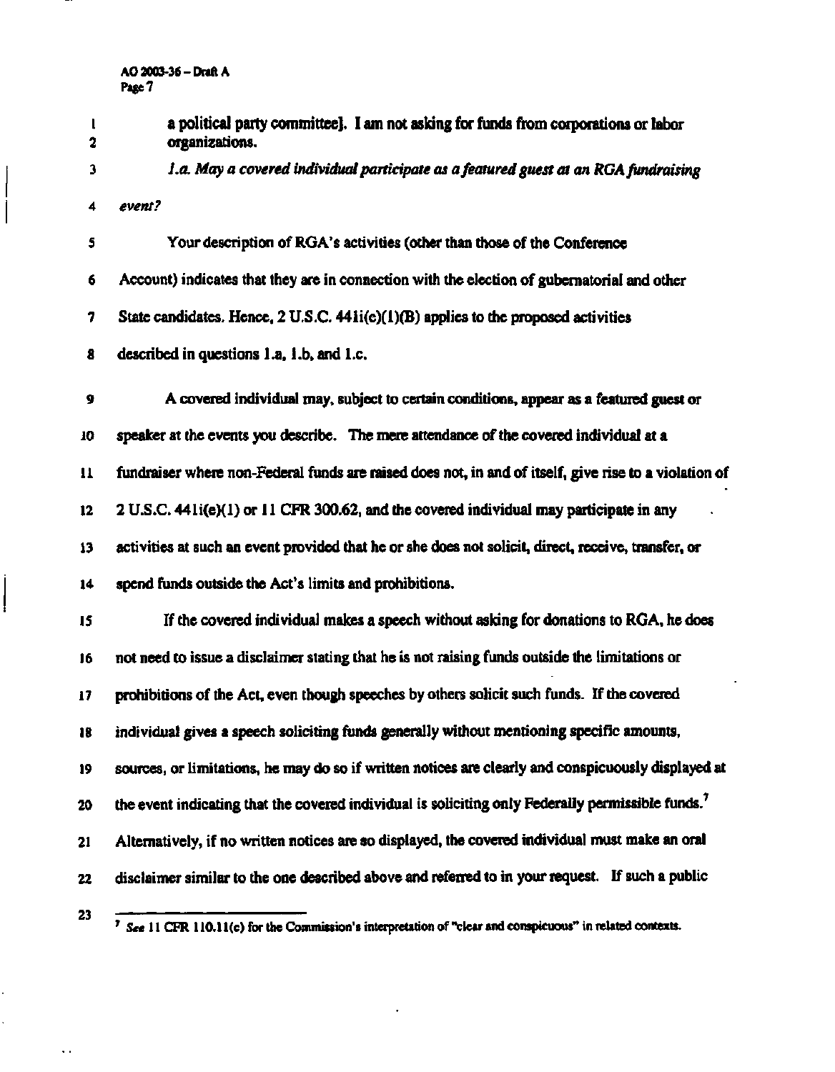a political party committee]. I am not asking for funds from corporations or labor organizations.

*1.a. May a covered individual participate as a featured guest at an RGA fundraising event?*

Your description of RGA's activities (other than those of the Conference Account) indicates that they are in connection with the election of gubernatorial and other State candidates. Hence, 2 U.S.C. 441i(e)(1)(B) applies to the proposed activities described in questions 1.a, 1.b, and 1.c.

A covered individual may, subject to certain conditions, appear as a featured guest or speaker at the events you describe. The mere attendance of the covered individual at a fundraiser where non-Federal funds are raised does not, in and of itself, give rise to a violation of 2 U.S.C. 441i(e)(1) or 11 CFR 300.62, and the covered individual may participate in any activities at such an event provided that he or she does not solicit, direct, receive, transfer, or spend funds outside the Act's limits and prohibitions.

If the covered individual makes a speech without asking for donations to RGA, he does not need to issue a disclaimer stating that he is not raising funds outside the limitations or prohibitions of the Act, even though speeches by others solicit such funds. If the covered individual gives a speech soliciting funds generally without mentioning specific amounts, sources, or limitations, he may do so if written notices are clearly and conspicuously displayed at the event indicating that the covered individual is soliciting only Federally permissible funds.[7] Alternatively, if no written notices are so displayed, the covered individual must make an oral disclaimer similar to the one described above and referred to in your request. If such a public

---

[7] *See* 11 CFR 110.11(c) for the Commission's interpretation of "clear and conspicuous" in related contexts.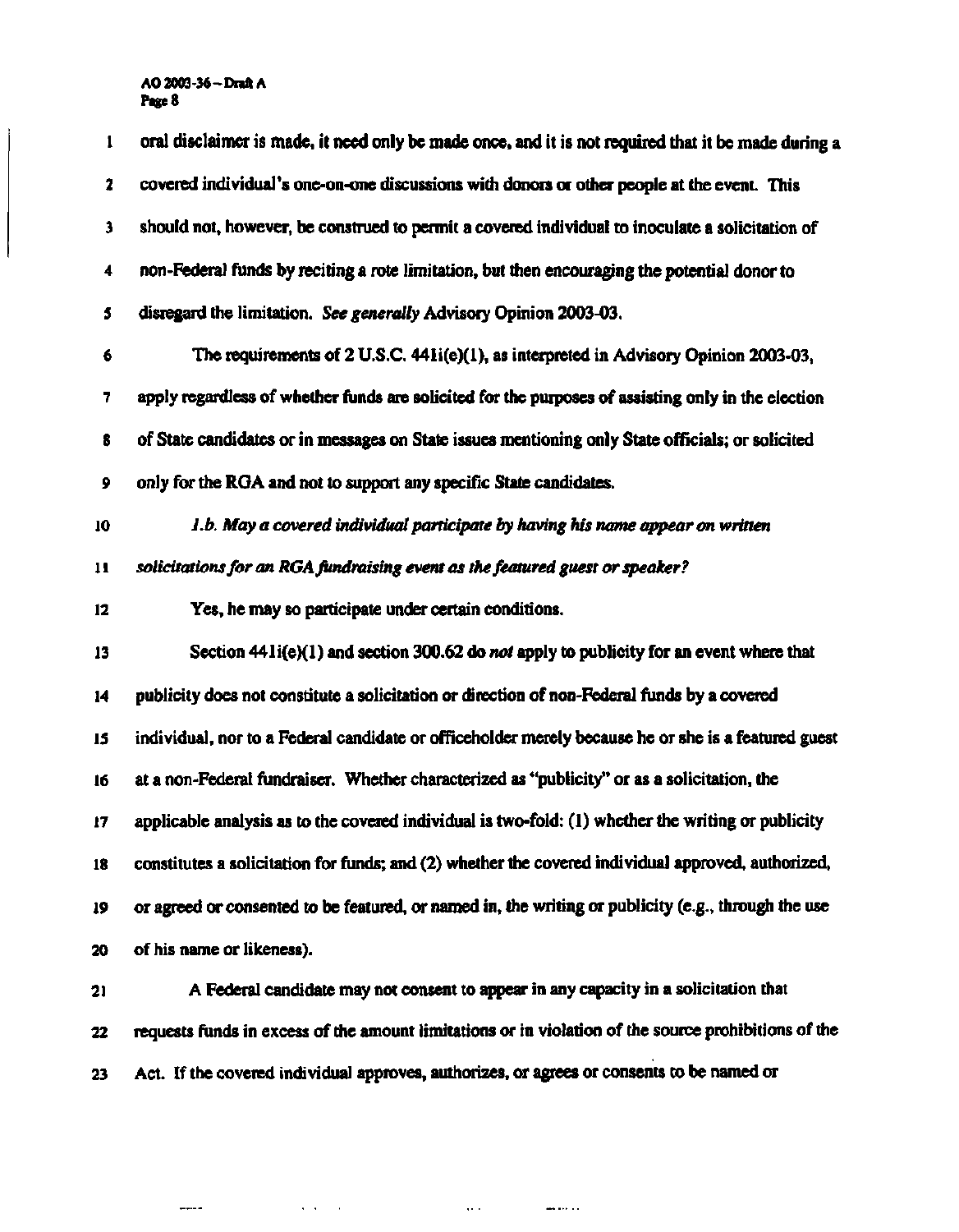oral disclaimer is made, it need only be made once, and it is not required that it be made during a covered individual's one-on-one discussions with donors or other people at the event. This should not, however, be construed to permit a covered individual to inoculate a solicitation of non-Federal funds by reciting a rote limitation, but then encouraging the potential donor to disregard the limitation. *See generally* Advisory Opinion 2003-03.

The requirements of 2 U.S.C. 441i(e)(1), as interpreted in Advisory Opinion 2003-03, apply regardless of whether funds are solicited for the purposes of assisting only in the election of State candidates or in messages on State issues mentioning only State officials; or solicited only for the RGA and not to support any specific State candidates.

*1.b. May a covered individual participate by having his name appear on written solicitations for an RGA fundraising event as the featured guest or speaker?*

Yes, he may so participate under certain conditions.

Section 441i(e)(1) and section 300.62 do *not* apply to publicity for an event where that publicity does not constitute a solicitation or direction of non-Federal funds by a covered individual, nor to a Federal candidate or officeholder merely because he or she is a featured guest at a non-Federal fundraiser. Whether characterized as "publicity" or as a solicitation, the applicable analysis as to the covered individual is two-fold: (1) whether the writing or publicity constitutes a solicitation for funds; and (2) whether the covered individual approved, authorized, or agreed or consented to be featured, or named in, the writing or publicity (e.g., through the use of his name or likeness).

A Federal candidate may not consent to appear in any capacity in a solicitation that requests funds in excess of the amount limitations or in violation of the source prohibitions of the Act. If the covered individual approves, authorizes, or agrees or consents to be named or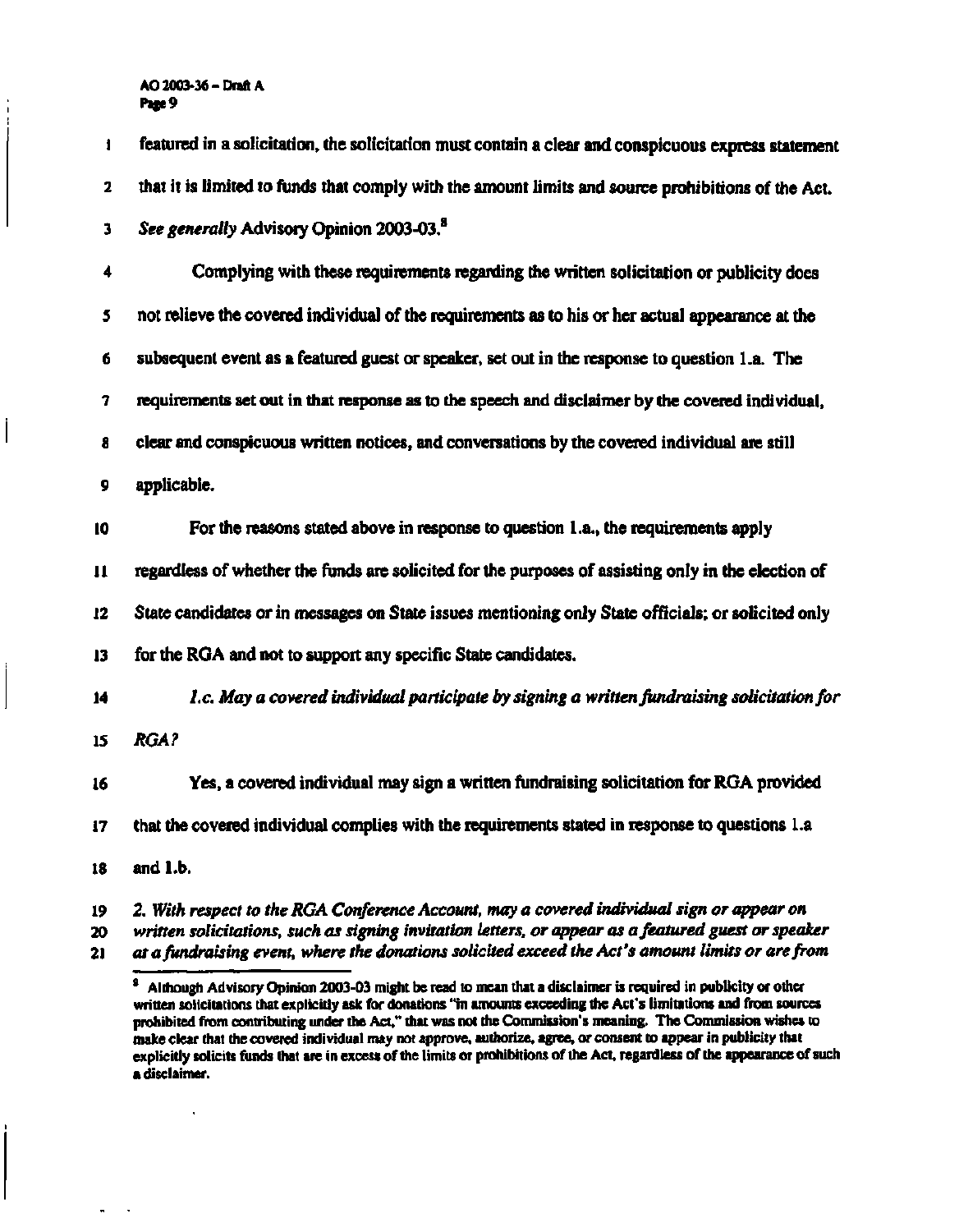featured in a solicitation, the solicitation must contain a clear and conspicuous express statement that it is limited to funds that comply with the amount limits and source prohibitions of the Act. *See generally* Advisory Opinion 2003-03.[8]

Complying with these requirements regarding the written solicitation or publicity does not relieve the covered individual of the requirements as to his or her actual appearance at the subsequent event as a featured guest or speaker, set out in the response to question 1.a. The requirements set out in that response as to the speech and disclaimer by the covered individual, clear and conspicuous written notices, and conversations by the covered individual are still applicable.

For the reasons stated above in response to question 1.a., the requirements apply regardless of whether the funds are solicited for the purposes of assisting only in the election of State candidates or in messages on State issues mentioning only State officials; or solicited only for the RGA and not to support any specific State candidates.

*1.c. May a covered individual participate by signing a written fundraising solicitation for RGA?*

Yes, a covered individual may sign a written fundraising solicitation for RGA provided that the covered individual complies with the requirements stated in response to questions 1.a and 1.b.

*2. With respect to the RGA Conference Account, may a covered individual sign or appear on written solicitations, such as signing invitation letters, or appear as a featured guest or speaker at a fundraising event, where the donations solicited exceed the Act's amount limits or are from*

---

[8] Although Advisory Opinion 2003-03 might be read to mean that a disclaimer is required in publicity or other written solicitations that explicitly ask for donations "in amounts exceeding the Act's limitations and from sources prohibited from contributing under the Act," that was not the Commission's meaning. The Commission wishes to make clear that the covered individual may not approve, authorize, agree, or consent to appear in publicity that explicitly solicits funds that are in excess of the limits or prohibitions of the Act, regardless of the appearance of such a disclaimer.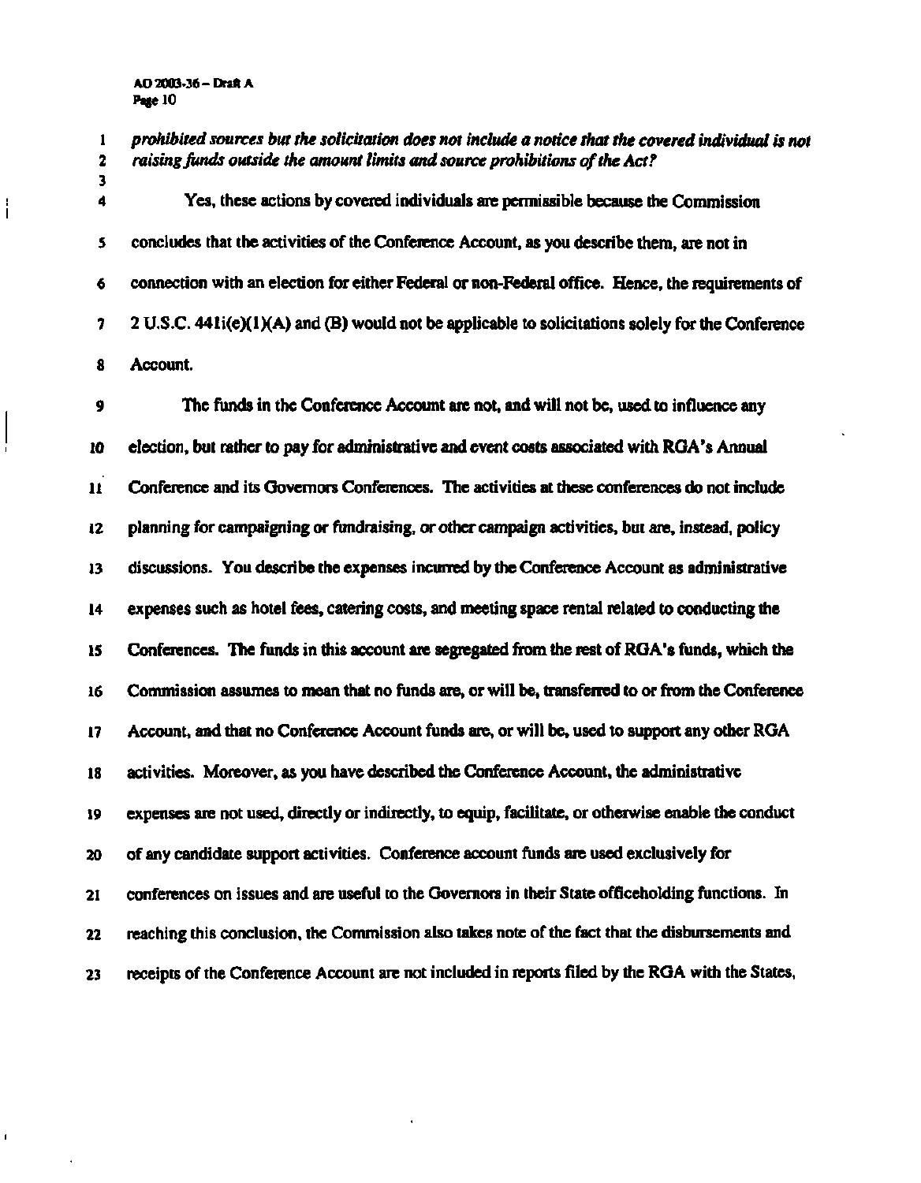*prohibited sources but the solicitation does not include a notice that the covered individual is not raising funds outside the amount limits and source prohibitions of the Act?*

Yes, these actions by covered individuals are permissible because the Commission concludes that the activities of the Conference Account, as you describe them, are not in connection with an election for either Federal or non-Federal office. Hence, the requirements of 2 U.S.C. 441i(e)(1)(A) and (B) would not be applicable to solicitations solely for the Conference Account.

The funds in the Conference Account are not, and will not be, used to influence any election, but rather to pay for administrative and event costs associated with RGA's Annual Conference and its Governors Conferences. The activities at these conferences do not include planning for campaigning or fundraising, or other campaign activities, but are, instead, policy discussions. You describe the expenses incurred by the Conference Account as administrative expenses such as hotel fees, catering costs, and meeting space rental related to conducting the Conferences. The funds in this account are segregated from the rest of RGA's funds, which the Commission assumes to mean that no funds are, or will be, transferred to or from the Conference Account, and that no Conference Account funds are, or will be, used to support any other RGA activities. Moreover, as you have described the Conference Account, the administrative expenses are not used, directly or indirectly, to equip, facilitate, or otherwise enable the conduct of any candidate support activities. Conference account funds are used exclusively for conferences on issues and are useful to the Governors in their State officeholding functions. In reaching this conclusion, the Commission also takes note of the fact that the disbursements and receipts of the Conference Account are not included in reports filed by the RGA with the States,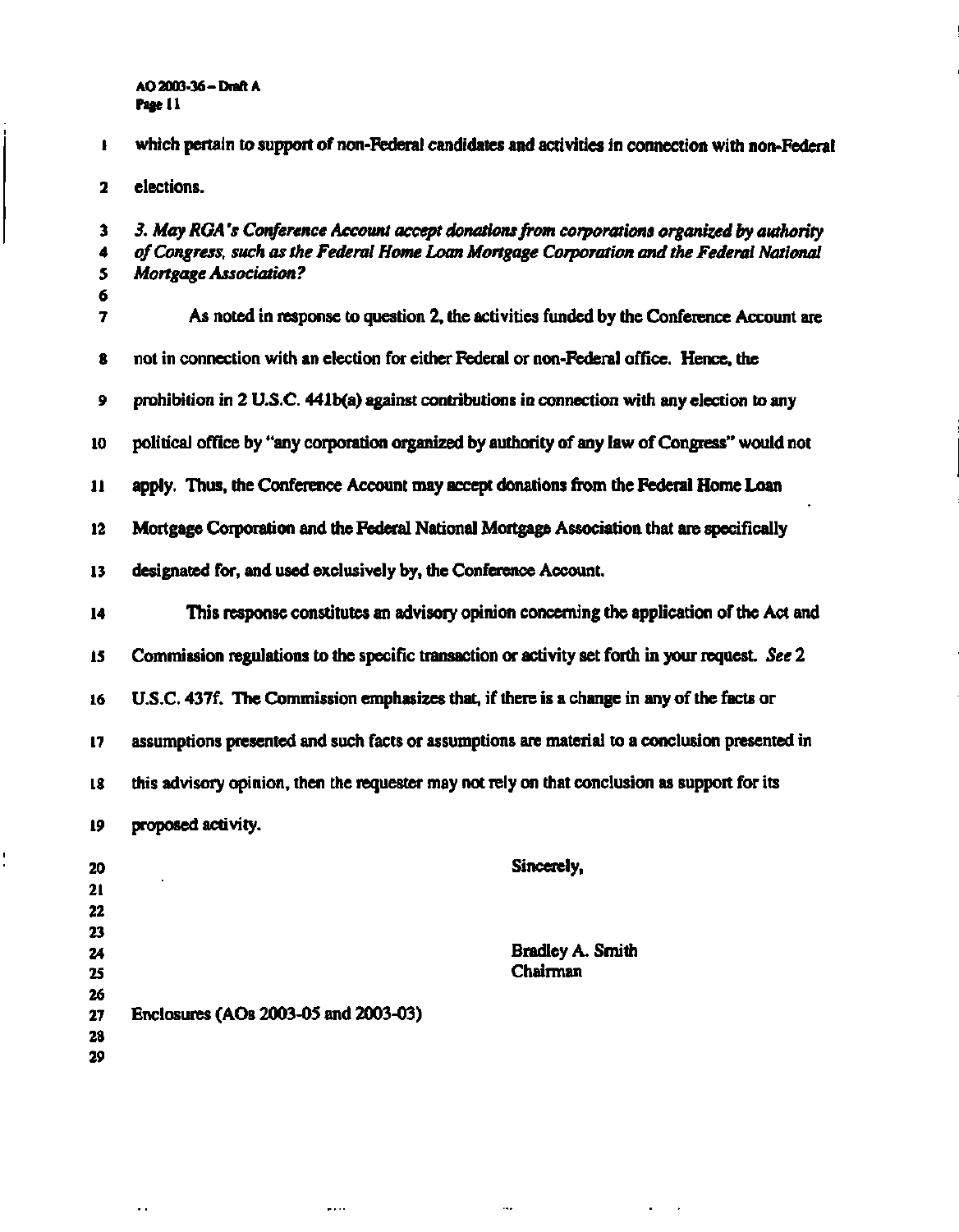which pertain to support of non-Federal candidates and activities in connection with non-Federal elections.

*3. May RGA's Conference Account accept donations from corporations organized by authority of Congress, such as the Federal Home Loan Mortgage Corporation and the Federal National Mortgage Association?*

As noted in response to question 2, the activities funded by the Conference Account are not in connection with an election for either Federal or non-Federal office. Hence, the prohibition in 2 U.S.C. 441b(a) against contributions in connection with any election to any political office by "any corporation organized by authority of any law of Congress" would not apply. Thus, the Conference Account may accept donations from the Federal Home Loan Mortgage Corporation and the Federal National Mortgage Association that are specifically designated for, and used exclusively by, the Conference Account.

This response constitutes an advisory opinion concerning the application of the Act and Commission regulations to the specific transaction or activity set forth in your request. *See* 2 U.S.C. 437f. The Commission emphasizes that, if there is a change in any of the facts or assumptions presented and such facts or assumptions are material to a conclusion presented in this advisory opinion, then the requester may not rely on that conclusion as support for its proposed activity.

Sincerely,

Bradley A. Smith
Chairman

Enclosures (AOs 2003-05 and 2003-03)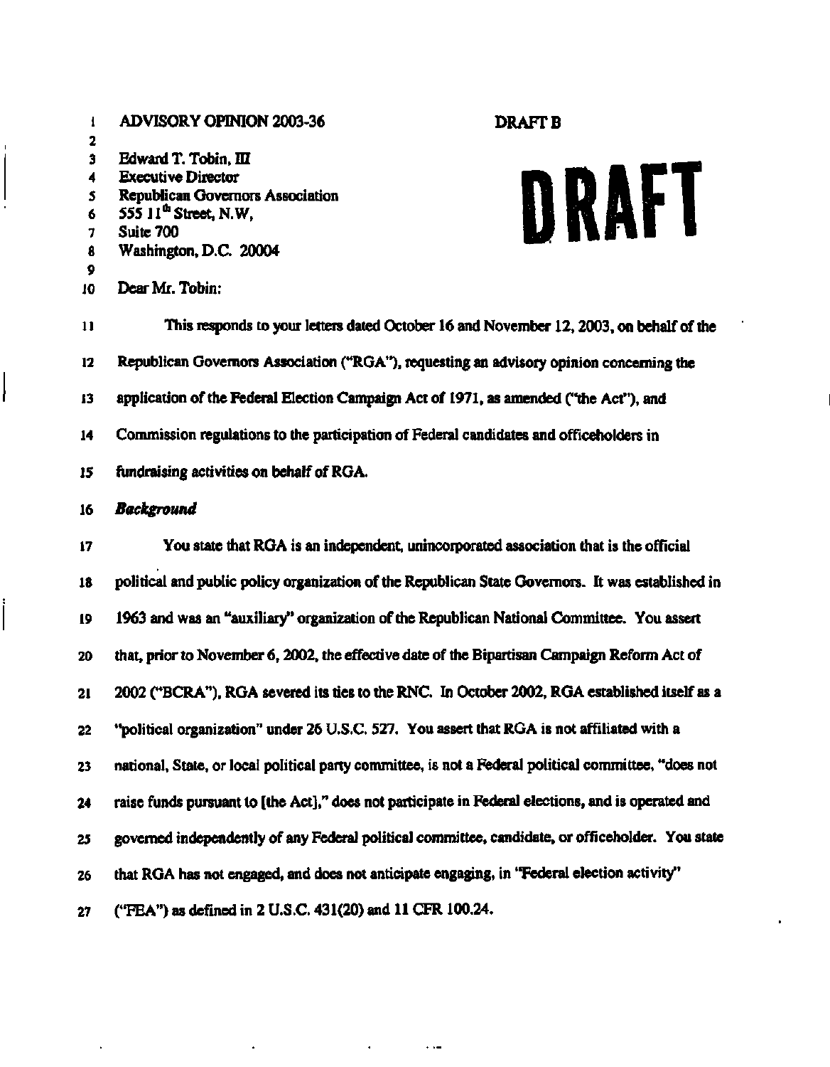ADVISORY OPINION 2003-36

DRAFT B

# DRAFT

Edward T. Tobin, III
Executive Director
Republican Governors Association
555 11th Street, N.W,
Suite 700
Washington, D.C. 20004

Dear Mr. Tobin:

This responds to your letters dated October 16 and November 12, 2003, on behalf of the Republican Governors Association ("RGA"), requesting an advisory opinion concerning the application of the Federal Election Campaign Act of 1971, as amended ("the Act"), and Commission regulations to the participation of Federal candidates and officeholders in fundraising activities on behalf of RGA.

***Background***

You state that RGA is an independent, unincorporated association that is the official political and public policy organization of the Republican State Governors. It was established in 1963 and was an "auxiliary" organization of the Republican National Committee. You assert that, prior to November 6, 2002, the effective date of the Bipartisan Campaign Reform Act of 2002 ("BCRA"), RGA severed its ties to the RNC. In October 2002, RGA established itself as a "political organization" under 26 U.S.C. 527. You assert that RGA is not affiliated with a national, State, or local political party committee, is not a Federal political committee, "does not raise funds pursuant to [the Act]," does not participate in Federal elections, and is operated and governed independently of any Federal political committee, candidate, or officeholder. You state that RGA has not engaged, and does not anticipate engaging, in "Federal election activity" ("FEA") as defined in 2 U.S.C. 431(20) and 11 CFR 100.24.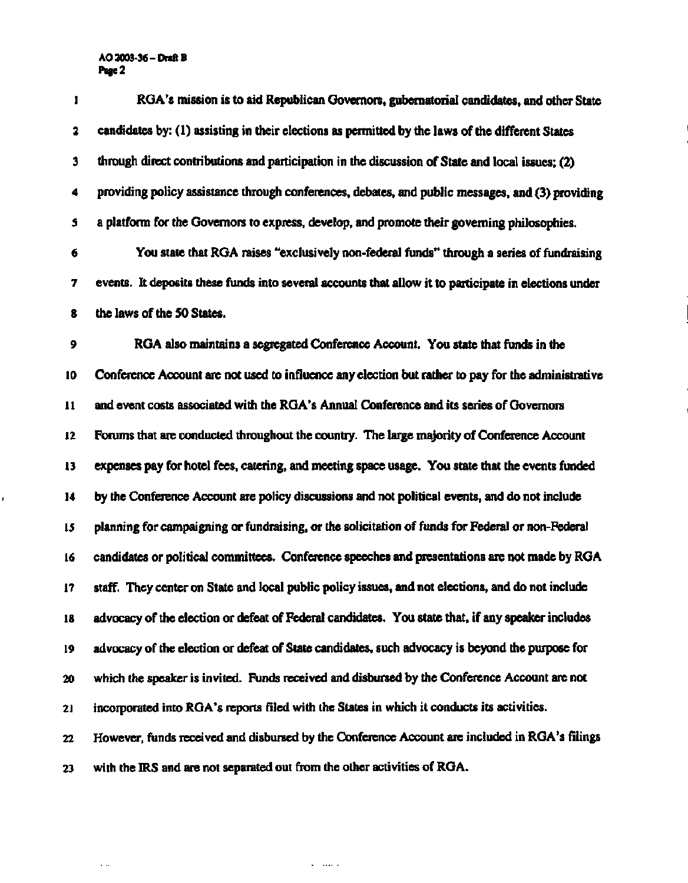RGA's mission is to aid Republican Governors, gubernatorial candidates, and other State candidates by: (1) assisting in their elections as permitted by the laws of the different States through direct contributions and participation in the discussion of State and local issues; (2) providing policy assistance through conferences, debates, and public messages, and (3) providing a platform for the Governors to express, develop, and promote their governing philosophies.

You state that RGA raises "exclusively non-federal funds" through a series of fundraising events. It deposits these funds into several accounts that allow it to participate in elections under the laws of the 50 States.

RGA also maintains a segregated Conference Account. You state that funds in the Conference Account are not used to influence any election but rather to pay for the administrative and event costs associated with the RGA's Annual Conference and its series of Governors Forums that are conducted throughout the country. The large majority of Conference Account expenses pay for hotel fees, catering, and meeting space usage. You state that the events funded by the Conference Account are policy discussions and not political events, and do not include planning for campaigning or fundraising, or the solicitation of funds for Federal or non-Federal candidates or political committees. Conference speeches and presentations are not made by RGA staff. They center on State and local public policy issues, and not elections, and do not include advocacy of the election or defeat of Federal candidates. You state that, if any speaker includes advocacy of the election or defeat of State candidates, such advocacy is beyond the purpose for which the speaker is invited. Funds received and disbursed by the Conference Account are not incorporated into RGA's reports filed with the States in which it conducts its activities. However, funds received and disbursed by the Conference Account are included in RGA's filings with the IRS and are not separated out from the other activities of RGA.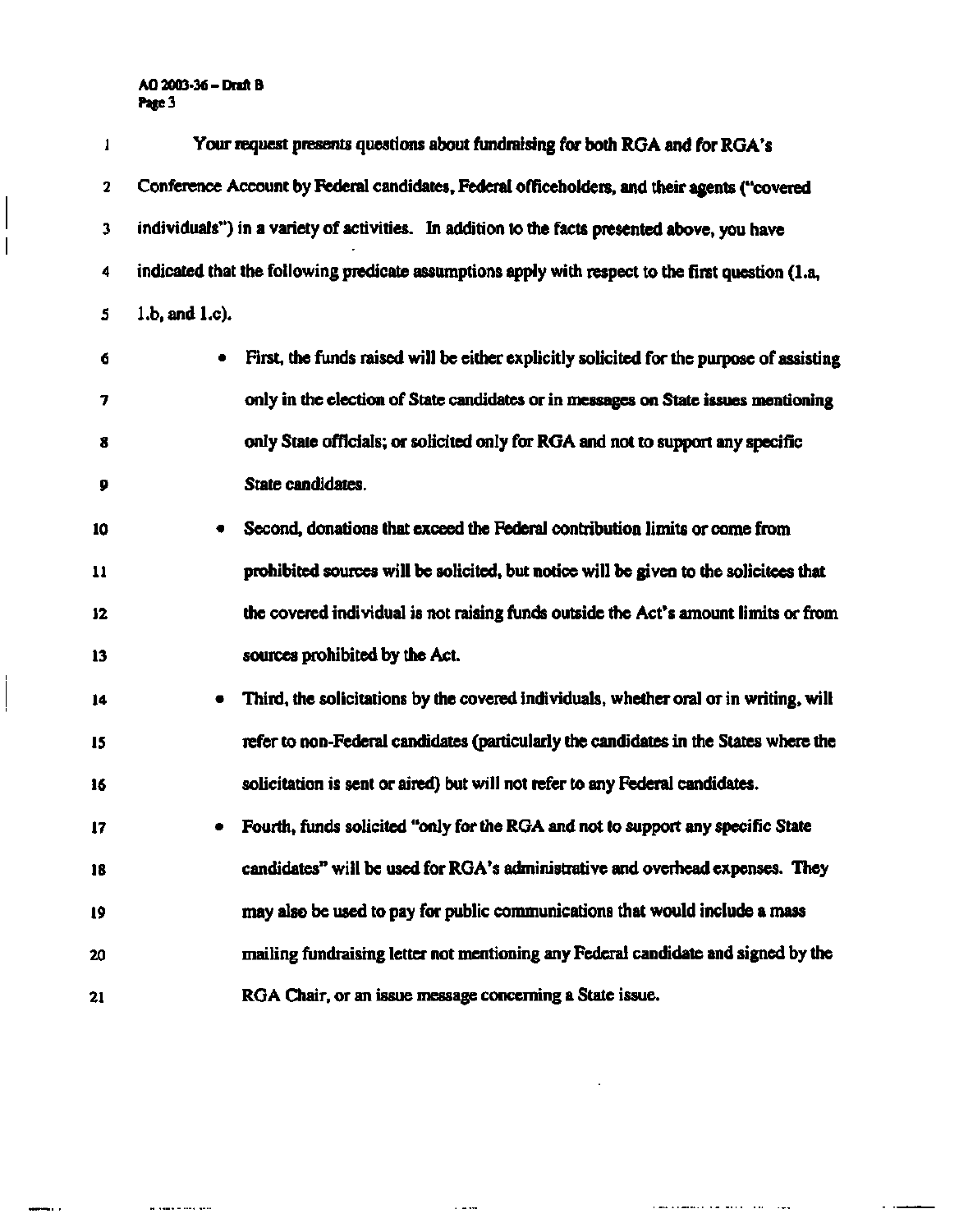Your request presents questions about fundraising for both RGA and for RGA's Conference Account by Federal candidates, Federal officeholders, and their agents ("covered individuals") in a variety of activities. In addition to the facts presented above, you have indicated that the following predicate assumptions apply with respect to the first question (1.a, 1.b, and 1.c).

- First, the funds raised will be either explicitly solicited for the purpose of assisting only in the election of State candidates or in messages on State issues mentioning only State officials; or solicited only for RGA and not to support any specific State candidates.
- Second, donations that exceed the Federal contribution limits or come from prohibited sources will be solicited, but notice will be given to the solicitees that the covered individual is not raising funds outside the Act's amount limits or from sources prohibited by the Act.
- Third, the solicitations by the covered individuals, whether oral or in writing, will refer to non-Federal candidates (particularly the candidates in the States where the solicitation is sent or aired) but will not refer to any Federal candidates.
- Fourth, funds solicited "only for the RGA and not to support any specific State candidates" will be used for RGA's administrative and overhead expenses. They may also be used to pay for public communications that would include a mass mailing fundraising letter not mentioning any Federal candidate and signed by the RGA Chair, or an issue message concerning a State issue.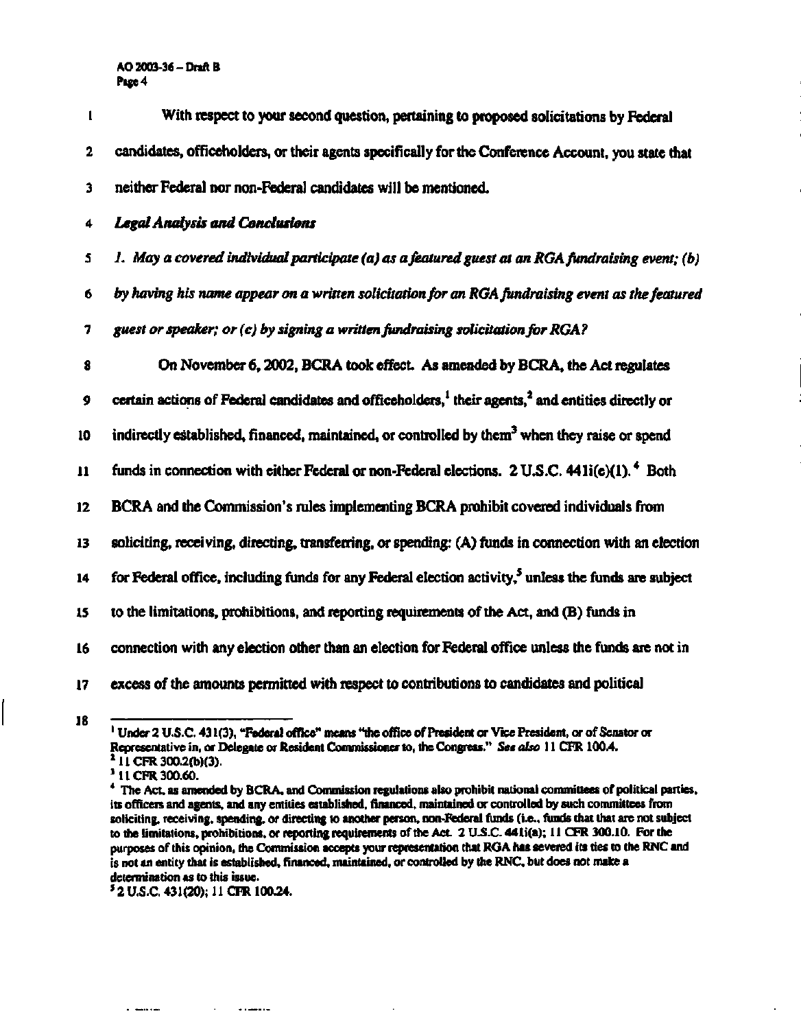With respect to your second question, pertaining to proposed solicitations by Federal candidates, officeholders, or their agents specifically for the Conference Account, you state that neither Federal nor non-Federal candidates will be mentioned.

***Legal Analysis and Conclusions***

*1. May a covered individual participate (a) as a featured guest at an RGA fundraising event; (b) by having his name appear on a written solicitation for an RGA fundraising event as the featured guest or speaker; or (c) by signing a written fundraising solicitation for RGA?*

On November 6, 2002, BCRA took effect. As amended by BCRA, the Act regulates certain actions of Federal candidates and officeholders,[1] their agents,[2] and entities directly or indirectly established, financed, maintained, or controlled by them[3] when they raise or spend funds in connection with either Federal or non-Federal elections. 2 U.S.C. 441i(e)(1).[4] Both BCRA and the Commission's rules implementing BCRA prohibit covered individuals from soliciting, receiving, directing, transferring, or spending: (A) funds in connection with an election for Federal office, including funds for any Federal election activity,[5] unless the funds are subject to the limitations, prohibitions, and reporting requirements of the Act, and (B) funds in connection with any election other than an election for Federal office unless the funds are not in excess of the amounts permitted with respect to contributions to candidates and political

---

[1] Under 2 U.S.C. 431(3), "Federal office" means "the office of President or Vice President, or of Senator or Representative in, or Delegate or Resident Commissioner to, the Congress." *See also* 11 CFR 100.4.

[2] 11 CFR 300.2(b)(3).

[3] 11 CFR 300.60.

[4] The Act, as amended by BCRA, and Commission regulations also prohibit national committees of political parties, its officers and agents, and any entities established, financed, maintained or controlled by such committees from soliciting, receiving, spending, or directing to another person, non-Federal funds (i.e., funds that that are not subject to the limitations, prohibitions, or reporting requirements of the Act. 2 U.S.C. 441i(a); 11 CFR 300.10. For the purposes of this opinion, the Commission accepts your representation that RGA has severed its ties to the RNC and is not an entity that is established, financed, maintained, or controlled by the RNC, but does not make a determination as to this issue.

[5] 2 U.S.C. 431(20); 11 CFR 100.24.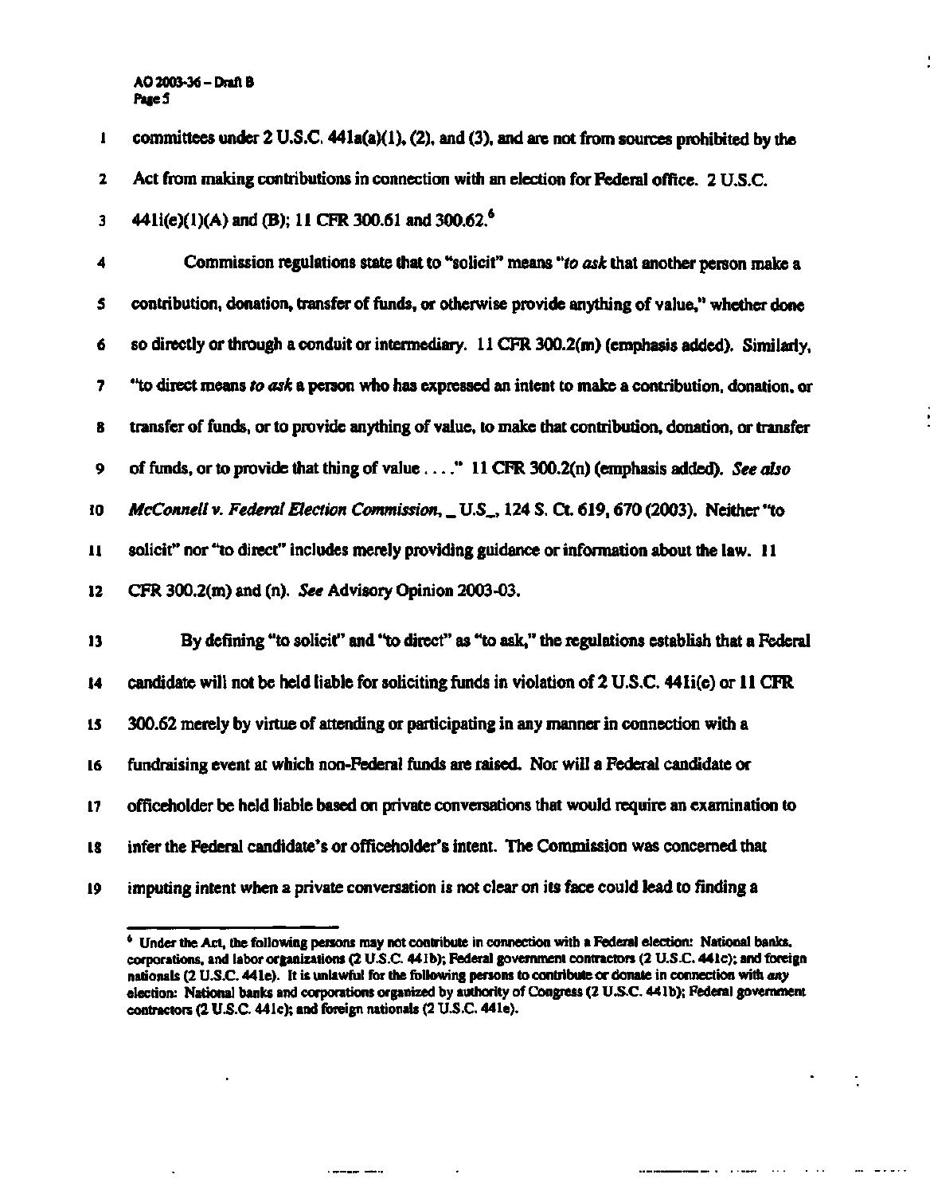committees under 2 U.S.C. 441a(a)(1), (2), and (3), and are not from sources prohibited by the Act from making contributions in connection with an election for Federal office. 2 U.S.C. 441i(e)(1)(A) and (B); 11 CFR 300.61 and 300.62.[6]

Commission regulations state that to "solicit" means "*to ask* that another person make a contribution, donation, transfer of funds, or otherwise provide anything of value," whether done so directly or through a conduit or intermediary. 11 CFR 300.2(m) (emphasis added). Similarly, "to direct means *to ask* a person who has expressed an intent to make a contribution, donation, or transfer of funds, or to provide anything of value, to make that contribution, donation, or transfer of funds, or to provide that thing of value . . . ." 11 CFR 300.2(n) (emphasis added). *See also McConnell v. Federal Election Commission*, _ U.S._, 124 S. Ct. 619, 670 (2003). Neither "to solicit" nor "to direct" includes merely providing guidance or information about the law. 11 CFR 300.2(m) and (n). *See* Advisory Opinion 2003-03.

By defining "to solicit" and "to direct" as "to ask," the regulations establish that a Federal candidate will not be held liable for soliciting funds in violation of 2 U.S.C. 441i(e) or 11 CFR 300.62 merely by virtue of attending or participating in any manner in connection with a fundraising event at which non-Federal funds are raised. Nor will a Federal candidate or officeholder be held liable based on private conversations that would require an examination to infer the Federal candidate's or officeholder's intent. The Commission was concerned that imputing intent when a private conversation is not clear on its face could lead to finding a

---

[6] Under the Act, the following persons may not contribute in connection with a Federal election: National banks, corporations, and labor organizations (2 U.S.C. 441b); Federal government contractors (2 U.S.C. 441c); and foreign nationals (2 U.S.C. 441e). It is unlawful for the following persons to contribute or donate in connection with *any* election: National banks and corporations organized by authority of Congress (2 U.S.C. 441b); Federal government contractors (2 U.S.C. 441c); and foreign nationals (2 U.S.C. 441e).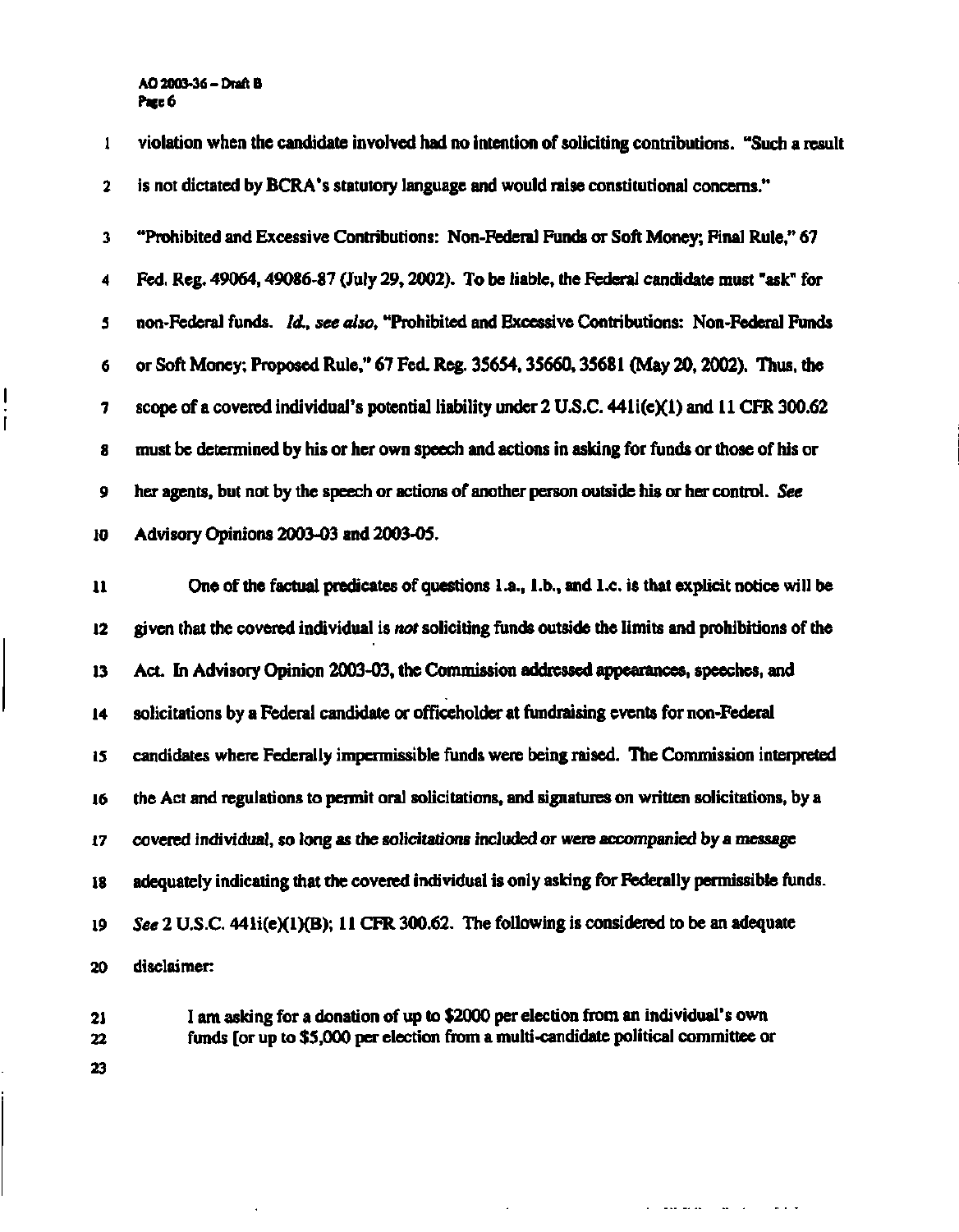violation when the candidate involved had no intention of soliciting contributions. "Such a result is not dictated by BCRA's statutory language and would raise constitutional concerns." "Prohibited and Excessive Contributions: Non-Federal Funds or Soft Money; Final Rule," 67 Fed. Reg. 49064, 49086-87 (July 29, 2002). To be liable, the Federal candidate must "ask" for non-Federal funds. *Id., see also,* "Prohibited and Excessive Contributions: Non-Federal Funds or Soft Money; Proposed Rule," 67 Fed. Reg. 35654, 35660, 35681 (May 20, 2002). Thus, the scope of a covered individual's potential liability under 2 U.S.C. 441i(e)(1) and 11 CFR 300.62 must be determined by his or her own speech and actions in asking for funds or those of his or her agents, but not by the speech or actions of another person outside his or her control. *See* Advisory Opinions 2003-03 and 2003-05.

One of the factual predicates of questions 1.a., 1.b., and 1.c. is that explicit notice will be given that the covered individual is *not* soliciting funds outside the limits and prohibitions of the Act. In Advisory Opinion 2003-03, the Commission addressed appearances, speeches, and solicitations by a Federal candidate or officeholder at fundraising events for non-Federal candidates where Federally impermissible funds were being raised. The Commission interpreted the Act and regulations to permit oral solicitations, and signatures on written solicitations, by a covered individual, so long as the solicitations included or were accompanied by a message adequately indicating that the covered individual is only asking for Federally permissible funds. *See* 2 U.S.C. 441i(e)(1)(B); 11 CFR 300.62. The following is considered to be an adequate disclaimer:

> I am asking for a donation of up to $2000 per election from an individual's own funds [or up to $5,000 per election from a multi-candidate political committee or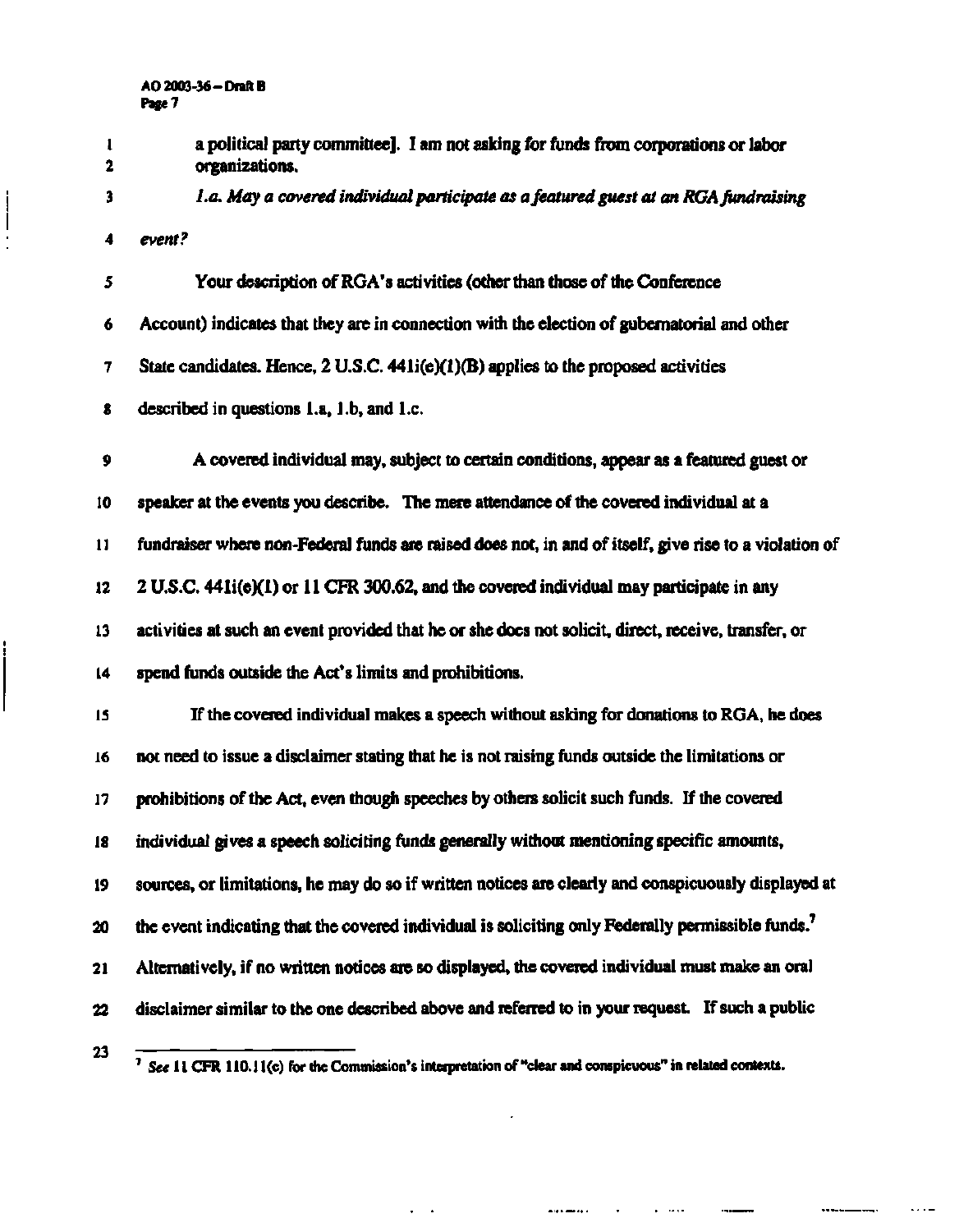a political party committee]. I am not asking for funds from corporations or labor organizations.

*1.a. May a covered individual participate as a featured guest at an RGA fundraising event?*

Your description of RGA's activities (other than those of the Conference Account) indicates that they are in connection with the election of gubernatorial and other State candidates. Hence, 2 U.S.C. 441i(e)(1)(B) applies to the proposed activities described in questions 1.a, 1.b, and 1.c.

A covered individual may, subject to certain conditions, appear as a featured guest or speaker at the events you describe. The mere attendance of the covered individual at a fundraiser where non-Federal funds are raised does not, in and of itself, give rise to a violation of 2 U.S.C. 441i(e)(1) or 11 CFR 300.62, and the covered individual may participate in any activities at such an event provided that he or she does not solicit, direct, receive, transfer, or spend funds outside the Act's limits and prohibitions.

If the covered individual makes a speech without asking for donations to RGA, he does not need to issue a disclaimer stating that he is not raising funds outside the limitations or prohibitions of the Act, even though speeches by others solicit such funds. If the covered individual gives a speech soliciting funds generally without mentioning specific amounts, sources, or limitations, he may do so if written notices are clearly and conspicuously displayed at the event indicating that the covered individual is soliciting only Federally permissible funds.[7] Alternatively, if no written notices are so displayed, the covered individual must make an oral disclaimer similar to the one described above and referred to in your request. If such a public

[7] *See* 11 CFR 110.11(c) for the Commission's interpretation of "clear and conspicuous" in related contexts.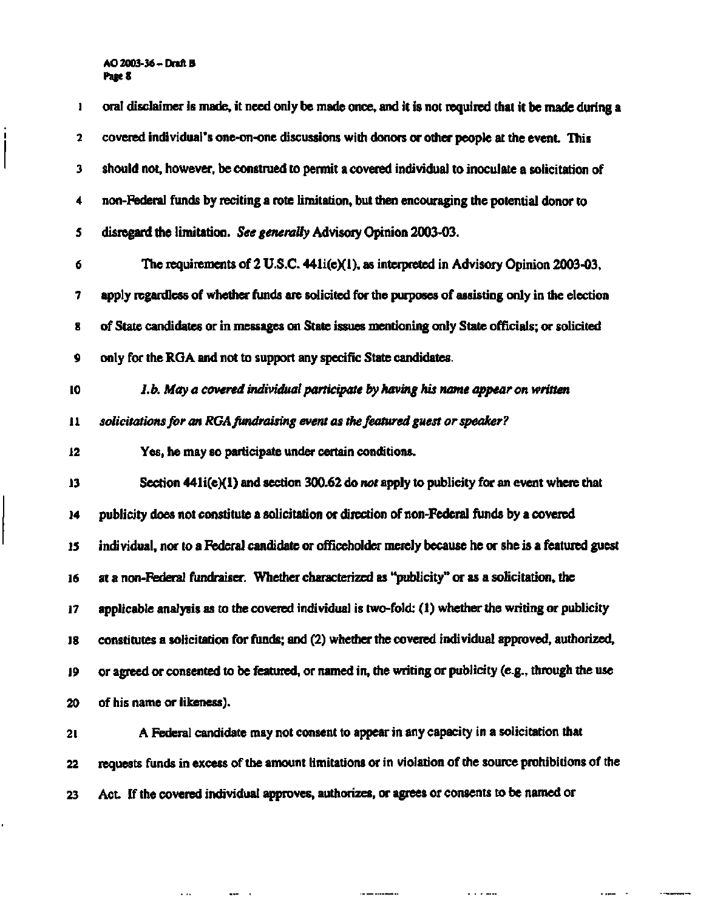oral disclaimer is made, it need only be made once, and it is not required that it be made during a covered individual's one-on-one discussions with donors or other people at the event. This should not, however, be construed to permit a covered individual to inoculate a solicitation of non-Federal funds by reciting a rote limitation, but then encouraging the potential donor to disregard the limitation. *See generally* Advisory Opinion 2003-03.

The requirements of 2 U.S.C. 441i(e)(1), as interpreted in Advisory Opinion 2003-03, apply regardless of whether funds are solicited for the purposes of assisting only in the election of State candidates or in messages on State issues mentioning only State officials; or solicited only for the RGA and not to support any specific State candidates.

*1.b. May a covered individual participate by having his name appear on written solicitations for an RGA fundraising event as the featured guest or speaker?*

Yes, he may so participate under certain conditions.

Section 441i(e)(1) and section 300.62 do *not* apply to publicity for an event where that publicity does not constitute a solicitation or direction of non-Federal funds by a covered individual, nor to a Federal candidate or officeholder merely because he or she is a featured guest at a non-Federal fundraiser. Whether characterized as "publicity" or as a solicitation, the applicable analysis as to the covered individual is two-fold: (1) whether the writing or publicity constitutes a solicitation for funds; and (2) whether the covered individual approved, authorized, or agreed or consented to be featured, or named in, the writing or publicity (e.g., through the use of his name or likeness).

A Federal candidate may not consent to appear in any capacity in a solicitation that requests funds in excess of the amount limitations or in violation of the source prohibitions of the Act. If the covered individual approves, authorizes, or agrees or consents to be named or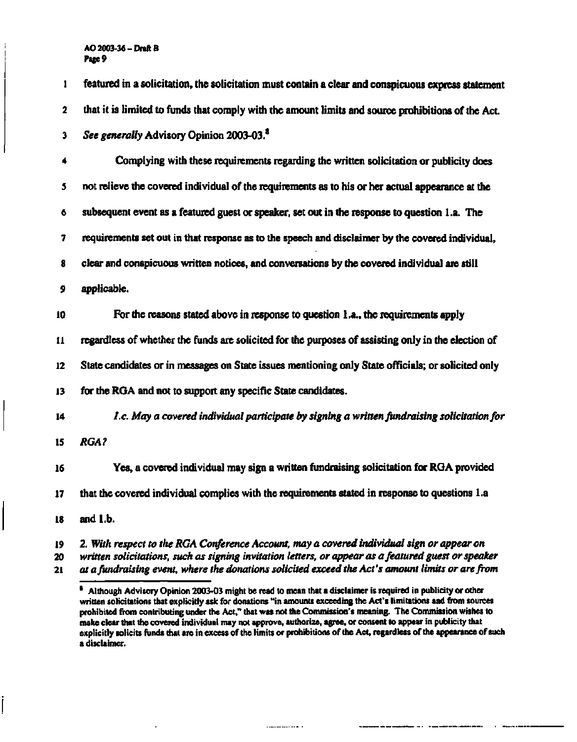featured in a solicitation, the solicitation must contain a clear and conspicuous express statement that it is limited to funds that comply with the amount limits and source prohibitions of the Act. *See generally* Advisory Opinion 2003-03.[8]

Complying with these requirements regarding the written solicitation or publicity does not relieve the covered individual of the requirements as to his or her actual appearance at the subsequent event as a featured guest or speaker, set out in the response to question 1.a. The requirements set out in that response as to the speech and disclaimer by the covered individual, clear and conspicuous written notices, and conversations by the covered individual are still applicable.

For the reasons stated above in response to question 1.a., the requirements apply regardless of whether the funds are solicited for the purposes of assisting only in the election of State candidates or in messages on State issues mentioning only State officials; or solicited only for the RGA and not to support any specific State candidates.

*1.c. May a covered individual participate by signing a written fundraising solicitation for RGA?*

Yes, a covered individual may sign a written fundraising solicitation for RGA provided that the covered individual complies with the requirements stated in response to questions 1.a and 1.b.

*2. With respect to the RGA Conference Account, may a covered individual sign or appear on written solicitations, such as signing invitation letters, or appear as a featured guest or speaker at a fundraising event, where the donations solicited exceed the Act's amount limits or are from*

---

[8] Although Advisory Opinion 2003-03 might be read to mean that a disclaimer is required in publicity or other written solicitations that explicitly ask for donations "in amounts exceeding the Act's limitations and from sources prohibited from contributing under the Act," that was not the Commission's meaning. The Commission wishes to make clear that the covered individual may not approve, authorize, agree, or consent to appear in publicity that explicitly solicits funds that are in excess of the limits or prohibitions of the Act, regardless of the appearance of such a disclaimer.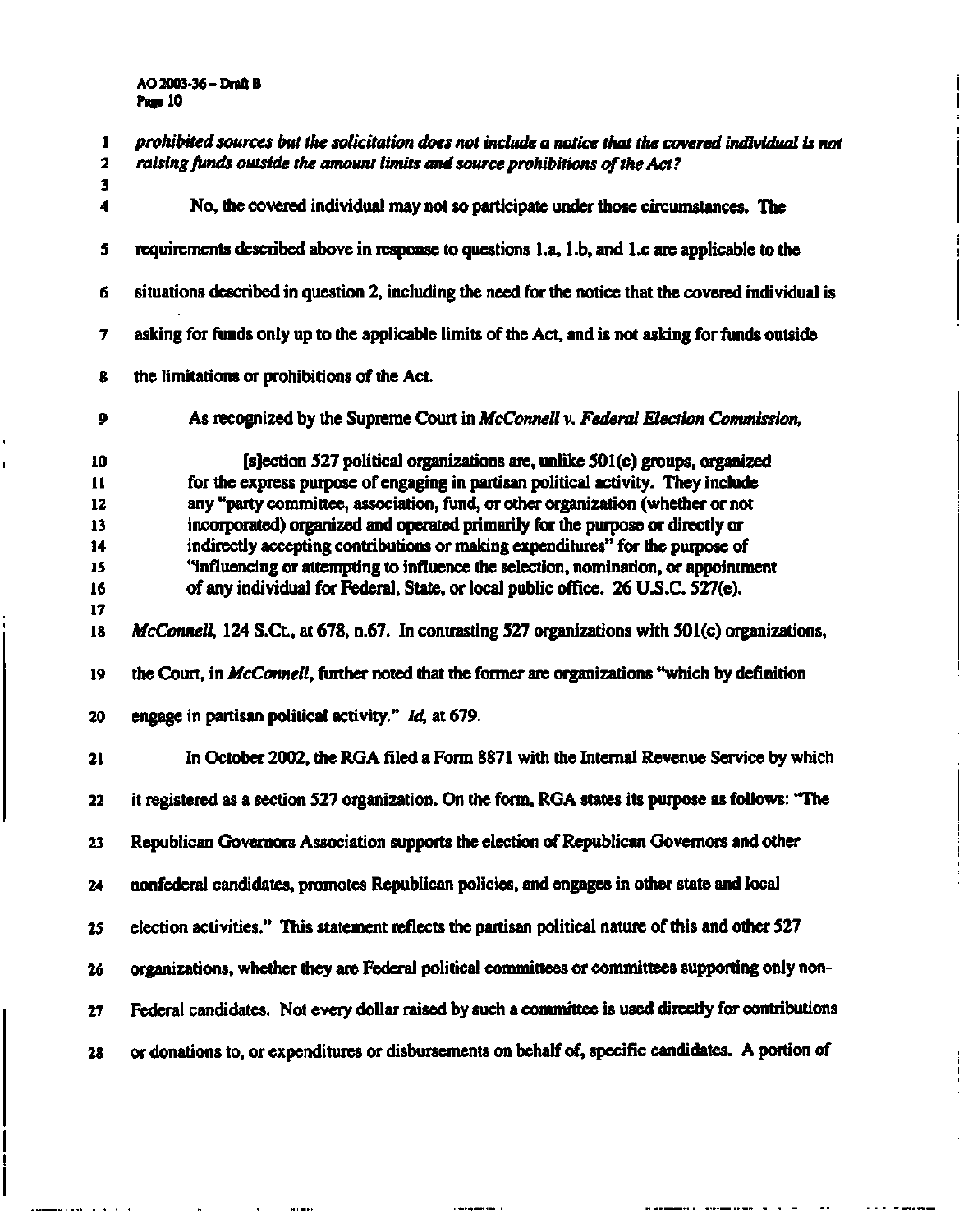*prohibited sources but the solicitation does not include a notice that the covered individual is not raising funds outside the amount limits and source prohibitions of the Act?*

No, the covered individual may not so participate under those circumstances. The requirements described above in response to questions 1.a, 1.b, and 1.c are applicable to the situations described in question 2, including the need for the notice that the covered individual is asking for funds only up to the applicable limits of the Act, and is not asking for funds outside the limitations or prohibitions of the Act.

As recognized by the Supreme Court in *McConnell v. Federal Election Commission*,

> [s]ection 527 political organizations are, unlike 501(c) groups, organized for the express purpose of engaging in partisan political activity. They include any "party committee, association, fund, or other organization (whether or not incorporated) organized and operated primarily for the purpose or directly or indirectly accepting contributions or making expenditures" for the purpose of "influencing or attempting to influence the selection, nomination, or appointment of any individual for Federal, State, or local public office. 26 U.S.C. 527(e).

*McConnell*, 124 S.Ct., at 678, n.67. In contrasting 527 organizations with 501(c) organizations, the Court, in *McConnell*, further noted that the former are organizations "which by definition engage in partisan political activity." *Id.* at 679.

In October 2002, the RGA filed a Form 8871 with the Internal Revenue Service by which it registered as a section 527 organization. On the form, RGA states its purpose as follows: "The Republican Governors Association supports the election of Republican Governors and other nonfederal candidates, promotes Republican policies, and engages in other state and local election activities." This statement reflects the partisan political nature of this and other 527 organizations, whether they are Federal political committees or committees supporting only non-Federal candidates. Not every dollar raised by such a committee is used directly for contributions or donations to, or expenditures or disbursements on behalf of, specific candidates. A portion of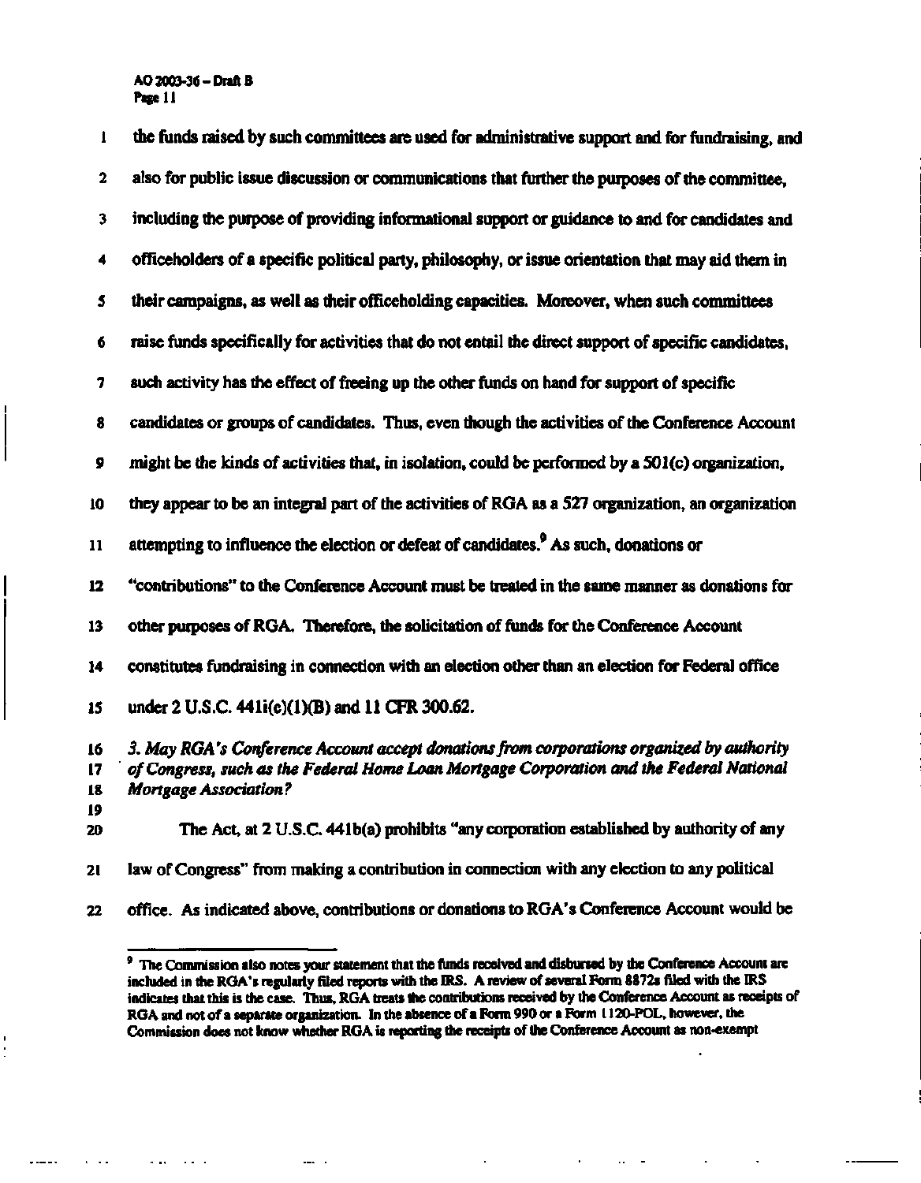the funds raised by such committees are used for administrative support and for fundraising, and also for public issue discussion or communications that further the purposes of the committee, including the purpose of providing informational support or guidance to and for candidates and officeholders of a specific political party, philosophy, or issue orientation that may aid them in their campaigns, as well as their officeholding capacities. Moreover, when such committees raise funds specifically for activities that do not entail the direct support of specific candidates, such activity has the effect of freeing up the other funds on hand for support of specific candidates or groups of candidates. Thus, even though the activities of the Conference Account might be the kinds of activities that, in isolation, could be performed by a 501(c) organization, they appear to be an integral part of the activities of RGA as a 527 organization, an organization attempting to influence the election or defeat of candidates.[9] As such, donations or "contributions" to the Conference Account must be treated in the same manner as donations for other purposes of RGA. Therefore, the solicitation of funds for the Conference Account constitutes fundraising in connection with an election other than an election for Federal office under 2 U.S.C. 441i(e)(1)(B) and 11 CFR 300.62.

*3. May RGA's Conference Account accept donations from corporations organized by authority of Congress, such as the Federal Home Loan Mortgage Corporation and the Federal National Mortgage Association?*

The Act, at 2 U.S.C. 441b(a) prohibits "any corporation established by authority of any law of Congress" from making a contribution in connection with any election to any political office. As indicated above, contributions or donations to RGA's Conference Account would be

[9] The Commission also notes your statement that the funds received and disbursed by the Conference Account are included in the RGA's regularly filed reports with the IRS. A review of several Form 8872s filed with the IRS indicates that this is the case. Thus, RGA treats the contributions received by the Conference Account as receipts of RGA and not of a separate organization. In the absence of a Form 990 or a Form 1120-POL, however, the Commission does not know whether RGA is reporting the receipts of the Conference Account as non-exempt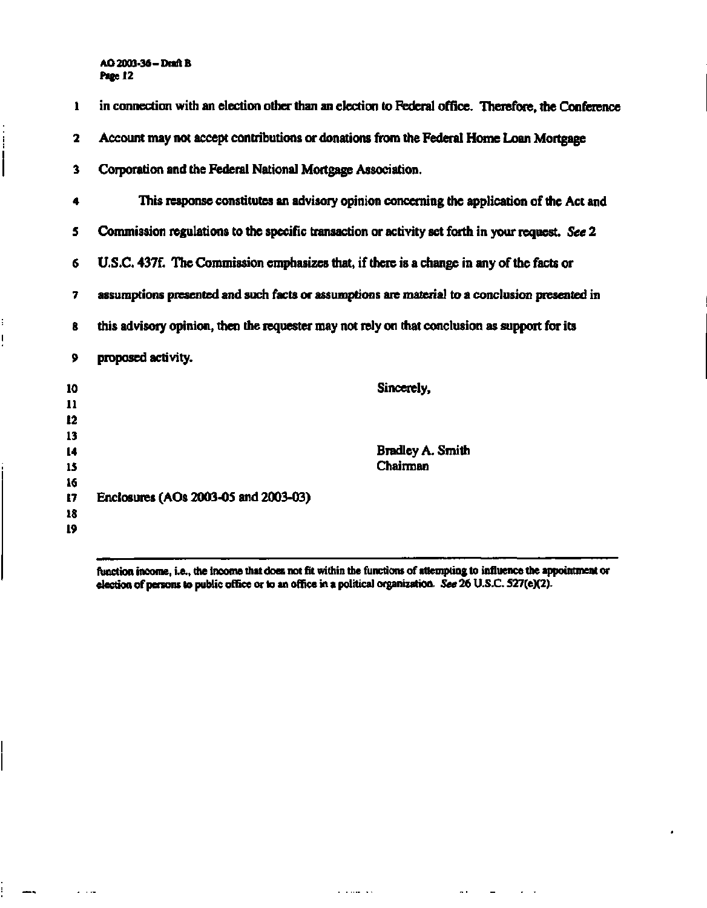in connection with an election other than an election to Federal office. Therefore, the Conference Account may not accept contributions or donations from the Federal Home Loan Mortgage Corporation and the Federal National Mortgage Association.

This response constitutes an advisory opinion concerning the application of the Act and Commission regulations to the specific transaction or activity set forth in your request. *See* 2 U.S.C. 437f. The Commission emphasizes that, if there is a change in any of the facts or assumptions presented and such facts or assumptions are material to a conclusion presented in this advisory opinion, then the requester may not rely on that conclusion as support for its proposed activity.

Sincerely,

Bradley A. Smith
Chairman

Enclosures (AOs 2003-05 and 2003-03)

---

function income, i.e., the income that does not fit within the functions of attempting to influence the appointment or election of persons to public office or to an office in a political organization. *See* 26 U.S.C. 527(e)(2).